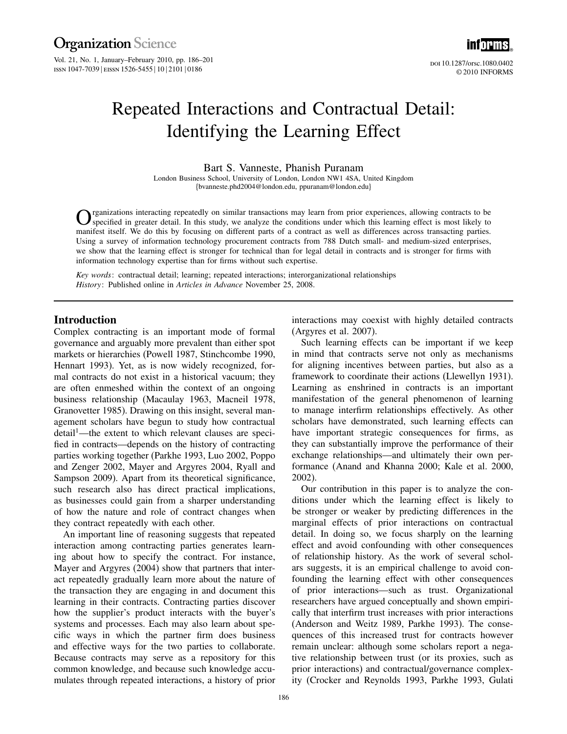# Repeated Interactions and Contractual Detail: Identifying the Learning Effect

Bart S. Vanneste, Phanish Puranam

London Business School, University of London, London NW1 4SA, United Kingdom
{bvanneste.phd2004@london.edu, ppuranam@london.edu}

Organizations interacting repeatedly on similar transactions may learn from prior experiences, allowing contracts to be specified in greater detail. In this study, we analyze the conditions under which this learning effect is most likely to manifest itself. We do this by focusing on different parts of a contract as well as differences across transacting parties. Using a survey of information technology procurement contracts from 788 Dutch small- and medium-sized enterprises, we show that the learning effect is stronger for technical than for legal detail in contracts and is stronger for firms with information technology expertise than for firms without such expertise.

*Key words*: contractual detail; learning; repeated interactions; interorganizational relationships
*History*: Published online in *Articles in Advance* November 25, 2008.

## Introduction

Complex contracting is an important mode of formal governance and arguably more prevalent than either spot markets or hierarchies (Powell 1987, Stinchcombe 1990, Hennart 1993). Yet, as is now widely recognized, formal contracts do not exist in a historical vacuum; they are often enmeshed within the context of an ongoing business relationship (Macaulay 1963, Macneil 1978, Granovetter 1985). Drawing on this insight, several management scholars have begun to study how contractual detail[1]—the extent to which relevant clauses are specified in contracts—depends on the history of contracting parties working together (Parkhe 1993, Luo 2002, Poppo and Zenger 2002, Mayer and Argyres 2004, Ryall and Sampson 2009). Apart from its theoretical significance, such research also has direct practical implications, as businesses could gain from a sharper understanding of how the nature and role of contract changes when they contract repeatedly with each other.

An important line of reasoning suggests that repeated interaction among contracting parties generates learning about how to specify the contract. For instance, Mayer and Argyres (2004) show that partners that interact repeatedly gradually learn more about the nature of the transaction they are engaging in and document this learning in their contracts. Contracting parties discover how the supplier's product interacts with the buyer's systems and processes. Each may also learn about specific ways in which the partner firm does business and effective ways for the two parties to collaborate. Because contracts may serve as a repository for this common knowledge, and because such knowledge accumulates through repeated interactions, a history of prior interactions may coexist with highly detailed contracts (Argyres et al. 2007).

Such learning effects can be important if we keep in mind that contracts serve not only as mechanisms for aligning incentives between parties, but also as a framework to coordinate their actions (Llewellyn 1931). Learning as enshrined in contracts is an important manifestation of the general phenomenon of learning to manage interfirm relationships effectively. As other scholars have demonstrated, such learning effects can have important strategic consequences for firms, as they can substantially improve the performance of their exchange relationships—and ultimately their own performance (Anand and Khanna 2000; Kale et al. 2000, 2002).

Our contribution in this paper is to analyze the conditions under which the learning effect is likely to be stronger or weaker by predicting differences in the marginal effects of prior interactions on contractual detail. In doing so, we focus sharply on the learning effect and avoid confounding with other consequences of relationship history. As the work of several scholars suggests, it is an empirical challenge to avoid confounding the learning effect with other consequences of prior interactions—such as trust. Organizational researchers have argued conceptually and shown empirically that interfirm trust increases with prior interactions (Anderson and Weitz 1989, Parkhe 1993). The consequences of this increased trust for contracts however remain unclear: although some scholars report a negative relationship between trust (or its proxies, such as prior interactions) and contractual/governance complexity (Crocker and Reynolds 1993, Parkhe 1993, Gulati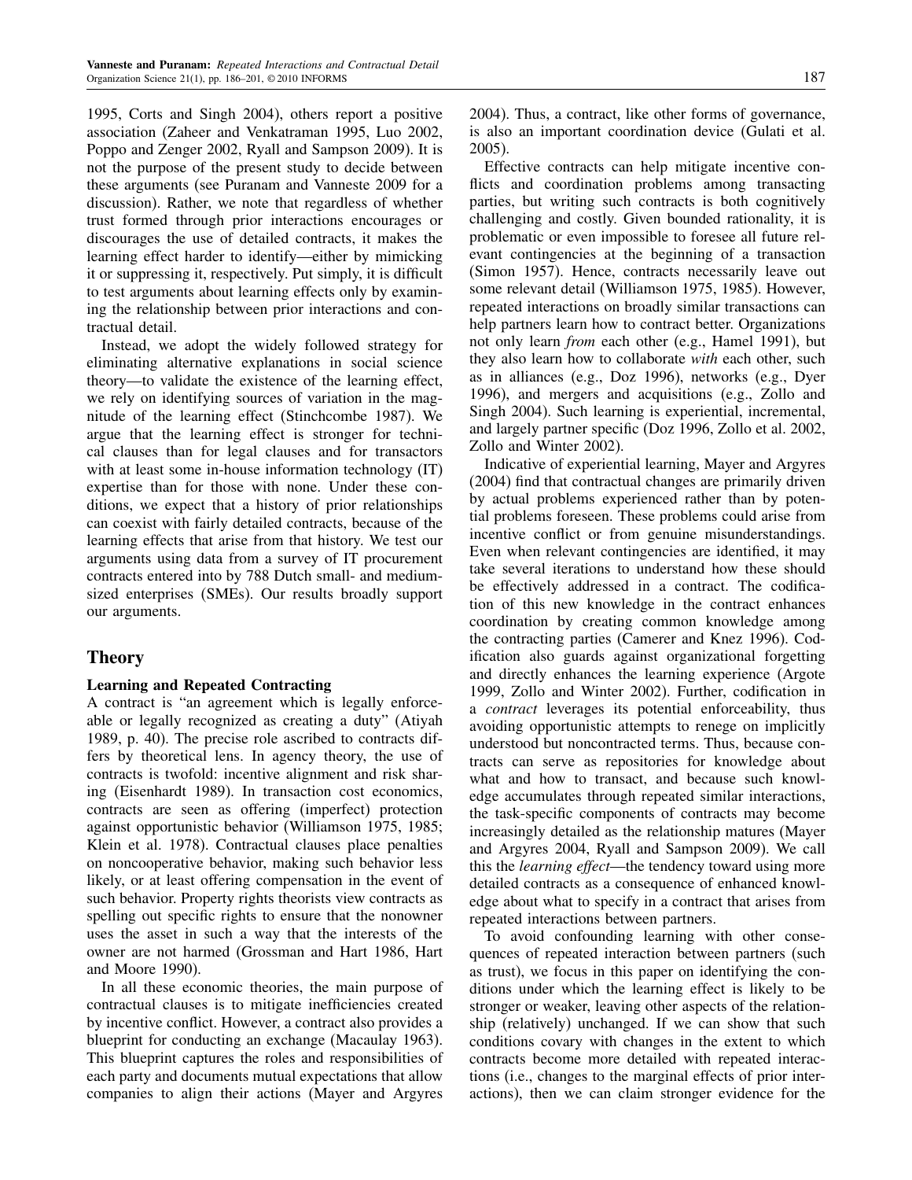1995, Corts and Singh 2004), others report a positive association (Zaheer and Venkatraman 1995, Luo 2002, Poppo and Zenger 2002, Ryall and Sampson 2009). It is not the purpose of the present study to decide between these arguments (see Puranam and Vanneste 2009 for a discussion). Rather, we note that regardless of whether trust formed through prior interactions encourages or discourages the use of detailed contracts, it makes the learning effect harder to identify—either by mimicking it or suppressing it, respectively. Put simply, it is difficult to test arguments about learning effects only by examining the relationship between prior interactions and contractual detail.

Instead, we adopt the widely followed strategy for eliminating alternative explanations in social science theory—to validate the existence of the learning effect, we rely on identifying sources of variation in the magnitude of the learning effect (Stinchcombe 1987). We argue that the learning effect is stronger for technical clauses than for legal clauses and for transactors with at least some in-house information technology (IT) expertise than for those with none. Under these conditions, we expect that a history of prior relationships can coexist with fairly detailed contracts, because of the learning effects that arise from that history. We test our arguments using data from a survey of IT procurement contracts entered into by 788 Dutch small- and medium-sized enterprises (SMEs). Our results broadly support our arguments.

## Theory

### Learning and Repeated Contracting

A contract is "an agreement which is legally enforceable or legally recognized as creating a duty" (Atiyah 1989, p. 40). The precise role ascribed to contracts differs by theoretical lens. In agency theory, the use of contracts is twofold: incentive alignment and risk sharing (Eisenhardt 1989). In transaction cost economics, contracts are seen as offering (imperfect) protection against opportunistic behavior (Williamson 1975, 1985; Klein et al. 1978). Contractual clauses place penalties on noncooperative behavior, making such behavior less likely, or at least offering compensation in the event of such behavior. Property rights theorists view contracts as spelling out specific rights to ensure that the nonowner uses the asset in such a way that the interests of the owner are not harmed (Grossman and Hart 1986, Hart and Moore 1990).

In all these economic theories, the main purpose of contractual clauses is to mitigate inefficiencies created by incentive conflict. However, a contract also provides a blueprint for conducting an exchange (Macaulay 1963). This blueprint captures the roles and responsibilities of each party and documents mutual expectations that allow companies to align their actions (Mayer and Argyres 2004). Thus, a contract, like other forms of governance, is also an important coordination device (Gulati et al. 2005).

Effective contracts can help mitigate incentive conflicts and coordination problems among transacting parties, but writing such contracts is both cognitively challenging and costly. Given bounded rationality, it is problematic or even impossible to foresee all future relevant contingencies at the beginning of a transaction (Simon 1957). Hence, contracts necessarily leave out some relevant detail (Williamson 1975, 1985). However, repeated interactions on broadly similar transactions can help partners learn how to contract better. Organizations not only learn *from* each other (e.g., Hamel 1991), but they also learn how to collaborate *with* each other, such as in alliances (e.g., Doz 1996), networks (e.g., Dyer 1996), and mergers and acquisitions (e.g., Zollo and Singh 2004). Such learning is experiential, incremental, and largely partner specific (Doz 1996, Zollo et al. 2002, Zollo and Winter 2002).

Indicative of experiential learning, Mayer and Argyres (2004) find that contractual changes are primarily driven by actual problems experienced rather than by potential problems foreseen. These problems could arise from incentive conflict or from genuine misunderstandings. Even when relevant contingencies are identified, it may take several iterations to understand how these should be effectively addressed in a contract. The codification of this new knowledge in the contract enhances coordination by creating common knowledge among the contracting parties (Camerer and Knez 1996). Codification also guards against organizational forgetting and directly enhances the learning experience (Argote 1999, Zollo and Winter 2002). Further, codification in a *contract* leverages its potential enforceability, thus avoiding opportunistic attempts to renege on implicitly understood but noncontracted terms. Thus, because contracts can serve as repositories for knowledge about what and how to transact, and because such knowledge accumulates through repeated similar interactions, the task-specific components of contracts may become increasingly detailed as the relationship matures (Mayer and Argyres 2004, Ryall and Sampson 2009). We call this the *learning effect*—the tendency toward using more detailed contracts as a consequence of enhanced knowledge about what to specify in a contract that arises from repeated interactions between partners.

To avoid confounding learning with other consequences of repeated interaction between partners (such as trust), we focus in this paper on identifying the conditions under which the learning effect is likely to be stronger or weaker, leaving other aspects of the relationship (relatively) unchanged. If we can show that such conditions covary with changes in the extent to which contracts become more detailed with repeated interactions (i.e., changes to the marginal effects of prior interactions), then we can claim stronger evidence for the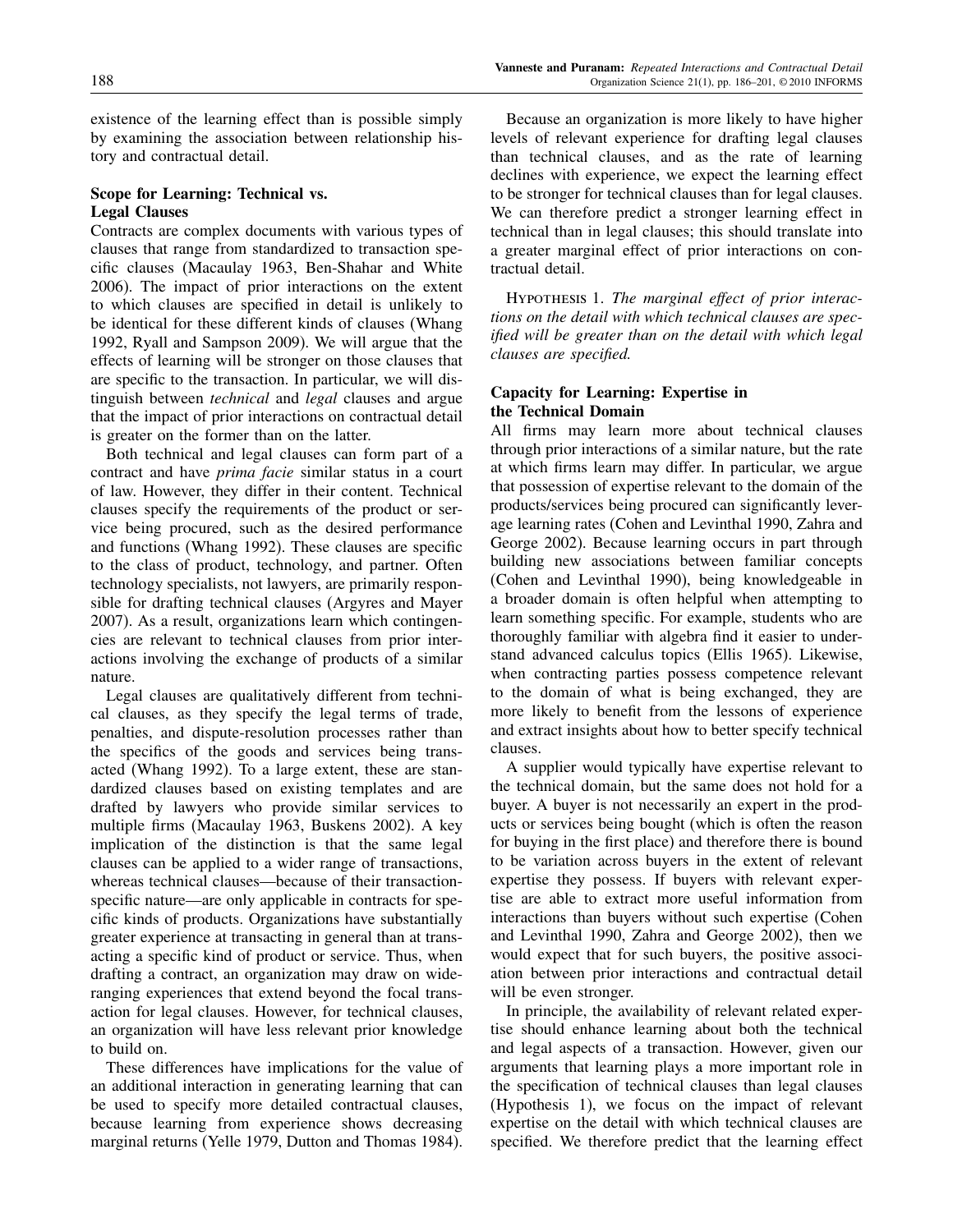existence of the learning effect than is possible simply by examining the association between relationship history and contractual detail.

### Scope for Learning: Technical vs. Legal Clauses

Contracts are complex documents with various types of clauses that range from standardized to transaction specific clauses (Macaulay 1963, Ben-Shahar and White 2006). The impact of prior interactions on the extent to which clauses are specified in detail is unlikely to be identical for these different kinds of clauses (Whang 1992, Ryall and Sampson 2009). We will argue that the effects of learning will be stronger on those clauses that are specific to the transaction. In particular, we will distinguish between *technical* and *legal* clauses and argue that the impact of prior interactions on contractual detail is greater on the former than on the latter.

Both technical and legal clauses can form part of a contract and have *prima facie* similar status in a court of law. However, they differ in their content. Technical clauses specify the requirements of the product or service being procured, such as the desired performance and functions (Whang 1992). These clauses are specific to the class of product, technology, and partner. Often technology specialists, not lawyers, are primarily responsible for drafting technical clauses (Argyres and Mayer 2007). As a result, organizations learn which contingencies are relevant to technical clauses from prior interactions involving the exchange of products of a similar nature.

Legal clauses are qualitatively different from technical clauses, as they specify the legal terms of trade, penalties, and dispute-resolution processes rather than the specifics of the goods and services being transacted (Whang 1992). To a large extent, these are standardized clauses based on existing templates and are drafted by lawyers who provide similar services to multiple firms (Macaulay 1963, Buskens 2002). A key implication of the distinction is that the same legal clauses can be applied to a wider range of transactions, whereas technical clauses—because of their transaction-specific nature—are only applicable in contracts for specific kinds of products. Organizations have substantially greater experience at transacting in general than at transacting a specific kind of product or service. Thus, when drafting a contract, an organization may draw on wide-ranging experiences that extend beyond the focal transaction for legal clauses. However, for technical clauses, an organization will have less relevant prior knowledge to build on.

These differences have implications for the value of an additional interaction in generating learning that can be used to specify more detailed contractual clauses, because learning from experience shows decreasing marginal returns (Yelle 1979, Dutton and Thomas 1984). Because an organization is more likely to have higher levels of relevant experience for drafting legal clauses than technical clauses, and as the rate of learning declines with experience, we expect the learning effect to be stronger for technical clauses than for legal clauses. We can therefore predict a stronger learning effect in technical than in legal clauses; this should translate into a greater marginal effect of prior interactions on contractual detail.

Hypothesis 1. *The marginal effect of prior interactions on the detail with which technical clauses are specified will be greater than on the detail with which legal clauses are specified.*

### Capacity for Learning: Expertise in the Technical Domain

All firms may learn more about technical clauses through prior interactions of a similar nature, but the rate at which firms learn may differ. In particular, we argue that possession of expertise relevant to the domain of the products/services being procured can significantly leverage learning rates (Cohen and Levinthal 1990, Zahra and George 2002). Because learning occurs in part through building new associations between familiar concepts (Cohen and Levinthal 1990), being knowledgeable in a broader domain is often helpful when attempting to learn something specific. For example, students who are thoroughly familiar with algebra find it easier to understand advanced calculus topics (Ellis 1965). Likewise, when contracting parties possess competence relevant to the domain of what is being exchanged, they are more likely to benefit from the lessons of experience and extract insights about how to better specify technical clauses.

A supplier would typically have expertise relevant to the technical domain, but the same does not hold for a buyer. A buyer is not necessarily an expert in the products or services being bought (which is often the reason for buying in the first place) and therefore there is bound to be variation across buyers in the extent of relevant expertise they possess. If buyers with relevant expertise are able to extract more useful information from interactions than buyers without such expertise (Cohen and Levinthal 1990, Zahra and George 2002), then we would expect that for such buyers, the positive association between prior interactions and contractual detail will be even stronger.

In principle, the availability of relevant related expertise should enhance learning about both the technical and legal aspects of a transaction. However, given our arguments that learning plays a more important role in the specification of technical clauses than legal clauses (Hypothesis 1), we focus on the impact of relevant expertise on the detail with which technical clauses are specified. We therefore predict that the learning effect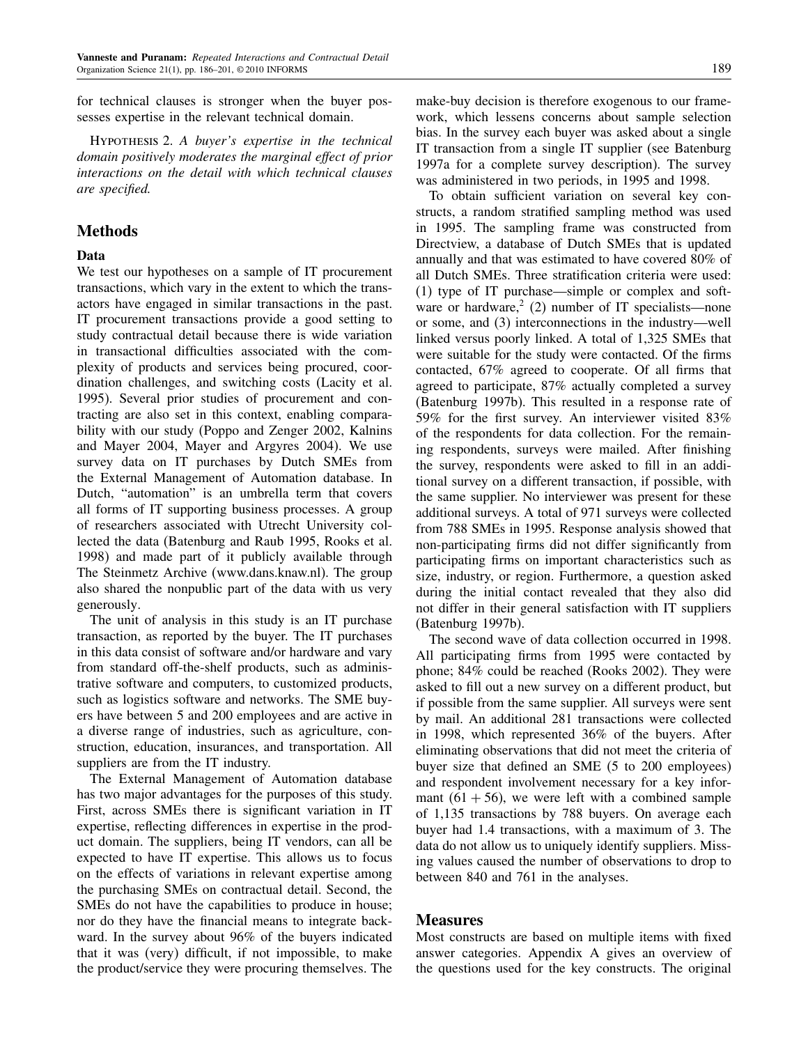for technical clauses is stronger when the buyer possesses expertise in the relevant technical domain.

Hypothesis 2. *A buyer's expertise in the technical domain positively moderates the marginal effect of prior interactions on the detail with which technical clauses are specified.*

## Methods

### Data

We test our hypotheses on a sample of IT procurement transactions, which vary in the extent to which the transactors have engaged in similar transactions in the past. IT procurement transactions provide a good setting to study contractual detail because there is wide variation in transactional difficulties associated with the complexity of products and services being procured, coordination challenges, and switching costs (Lacity et al. 1995). Several prior studies of procurement and contracting are also set in this context, enabling comparability with our study (Poppo and Zenger 2002, Kalnins and Mayer 2004, Mayer and Argyres 2004). We use survey data on IT purchases by Dutch SMEs from the External Management of Automation database. In Dutch, "automation" is an umbrella term that covers all forms of IT supporting business processes. A group of researchers associated with Utrecht University collected the data (Batenburg and Raub 1995, Rooks et al. 1998) and made part of it publicly available through The Steinmetz Archive (www.dans.knaw.nl). The group also shared the nonpublic part of the data with us very generously.

The unit of analysis in this study is an IT purchase transaction, as reported by the buyer. The IT purchases in this data consist of software and/or hardware and vary from standard off-the-shelf products, such as administrative software and computers, to customized products, such as logistics software and networks. The SME buyers have between 5 and 200 employees and are active in a diverse range of industries, such as agriculture, construction, education, insurances, and transportation. All suppliers are from the IT industry.

The External Management of Automation database has two major advantages for the purposes of this study. First, across SMEs there is significant variation in IT expertise, reflecting differences in expertise in the product domain. The suppliers, being IT vendors, can all be expected to have IT expertise. This allows us to focus on the effects of variations in relevant expertise among the purchasing SMEs on contractual detail. Second, the SMEs do not have the capabilities to produce in house; nor do they have the financial means to integrate backward. In the survey about 96% of the buyers indicated that it was (very) difficult, if not impossible, to make the product/service they were procuring themselves. The make-buy decision is therefore exogenous to our framework, which lessens concerns about sample selection bias. In the survey each buyer was asked about a single IT transaction from a single IT supplier (see Batenburg 1997a for a complete survey description). The survey was administered in two periods, in 1995 and 1998.

To obtain sufficient variation on several key constructs, a random stratified sampling method was used in 1995. The sampling frame was constructed from Directview, a database of Dutch SMEs that is updated annually and that was estimated to have covered 80% of all Dutch SMEs. Three stratification criteria were used: (1) type of IT purchase—simple or complex and software or hardware,[2] (2) number of IT specialists—none or some, and (3) interconnections in the industry—well linked versus poorly linked. A total of 1,325 SMEs that were suitable for the study were contacted. Of the firms contacted, 67% agreed to cooperate. Of all firms that agreed to participate, 87% actually completed a survey (Batenburg 1997b). This resulted in a response rate of 59% for the first survey. An interviewer visited 83% of the respondents for data collection. For the remaining respondents, surveys were mailed. After finishing the survey, respondents were asked to fill in an additional survey on a different transaction, if possible, with the same supplier. No interviewer was present for these additional surveys. A total of 971 surveys were collected from 788 SMEs in 1995. Response analysis showed that non-participating firms did not differ significantly from participating firms on important characteristics such as size, industry, or region. Furthermore, a question asked during the initial contact revealed that they also did not differ in their general satisfaction with IT suppliers (Batenburg 1997b).

The second wave of data collection occurred in 1998. All participating firms from 1995 were contacted by phone; 84% could be reached (Rooks 2002). They were asked to fill out a new survey on a different product, but if possible from the same supplier. All surveys were sent by mail. An additional 281 transactions were collected in 1998, which represented 36% of the buyers. After eliminating observations that did not meet the criteria of buyer size that defined an SME (5 to 200 employees) and respondent involvement necessary for a key informant $(61 + 56)$, we were left with a combined sample of 1,135 transactions by 788 buyers. On average each buyer had 1.4 transactions, with a maximum of 3. The data do not allow us to uniquely identify suppliers. Missing values caused the number of observations to drop to between 840 and 761 in the analyses.

## Measures

Most constructs are based on multiple items with fixed answer categories. Appendix A gives an overview of the questions used for the key constructs. The original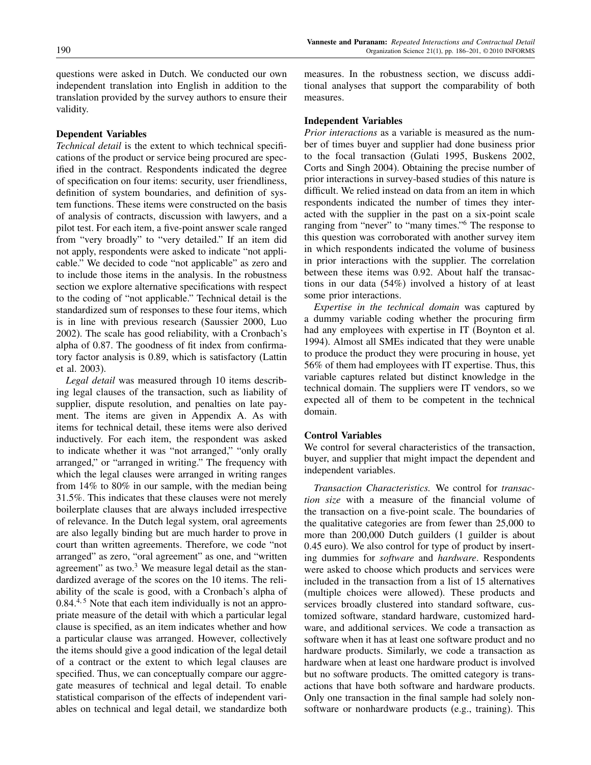questions were asked in Dutch. We conducted our own independent translation into English in addition to the translation provided by the survey authors to ensure their validity.

### Dependent Variables

*Technical detail* is the extent to which technical specifications of the product or service being procured are specified in the contract. Respondents indicated the degree of specification on four items: security, user friendliness, definition of system boundaries, and definition of system functions. These items were constructed on the basis of analysis of contracts, discussion with lawyers, and a pilot test. For each item, a five-point answer scale ranged from "very broadly" to "very detailed." If an item did not apply, respondents were asked to indicate "not applicable." We decided to code "not applicable" as zero and to include those items in the analysis. In the robustness section we explore alternative specifications with respect to the coding of "not applicable." Technical detail is the standardized sum of responses to these four items, which is in line with previous research (Saussier 2000, Luo 2002). The scale has good reliability, with a Cronbach's alpha of 0.87. The goodness of fit index from confirmatory factor analysis is 0.89, which is satisfactory (Lattin et al. 2003).

*Legal detail* was measured through 10 items describing legal clauses of the transaction, such as liability of supplier, dispute resolution, and penalties on late payment. The items are given in Appendix A. As with items for technical detail, these items were also derived inductively. For each item, the respondent was asked to indicate whether it was "not arranged," "only orally arranged," or "arranged in writing." The frequency with which the legal clauses were arranged in writing ranges from 14% to 80% in our sample, with the median being 31.5%. This indicates that these clauses were not merely boilerplate clauses that are always included irrespective of relevance. In the Dutch legal system, oral agreements are also legally binding but are much harder to prove in court than written agreements. Therefore, we code "not arranged" as zero, "oral agreement" as one, and "written agreement" as two.[3] We measure legal detail as the standardized average of the scores on the 10 items. The reliability of the scale is good, with a Cronbach's alpha of 0.84.[4,5] Note that each item individually is not an appropriate measure of the detail with which a particular legal clause is specified, as an item indicates whether and how a particular clause was arranged. However, collectively the items should give a good indication of the legal detail of a contract or the extent to which legal clauses are specified. Thus, we can conceptually compare our aggregate measures of technical and legal detail. To enable statistical comparison of the effects of independent variables on technical and legal detail, we standardize both measures. In the robustness section, we discuss additional analyses that support the comparability of both measures.

### Independent Variables

*Prior interactions* as a variable is measured as the number of times buyer and supplier had done business prior to the focal transaction (Gulati 1995, Buskens 2002, Corts and Singh 2004). Obtaining the precise number of prior interactions in survey-based studies of this nature is difficult. We relied instead on data from an item in which respondents indicated the number of times they interacted with the supplier in the past on a six-point scale ranging from "never" to "many times."[6] The response to this question was corroborated with another survey item in which respondents indicated the volume of business in prior interactions with the supplier. The correlation between these items was 0.92. About half the transactions in our data (54%) involved a history of at least some prior interactions.

*Expertise in the technical domain* was captured by a dummy variable coding whether the procuring firm had any employees with expertise in IT (Boynton et al. 1994). Almost all SMEs indicated that they were unable to produce the product they were procuring in house, yet 56% of them had employees with IT expertise. Thus, this variable captures related but distinct knowledge in the technical domain. The suppliers were IT vendors, so we expected all of them to be competent in the technical domain.

### Control Variables

We control for several characteristics of the transaction, buyer, and supplier that might impact the dependent and independent variables.

*Transaction Characteristics.* We control for *transaction size* with a measure of the financial volume of the transaction on a five-point scale. The boundaries of the qualitative categories are from fewer than 25,000 to more than 200,000 Dutch guilders (1 guilder is about 0.45 euro). We also control for type of product by inserting dummies for *software* and *hardware*. Respondents were asked to choose which products and services were included in the transaction from a list of 15 alternatives (multiple choices were allowed). These products and services broadly clustered into standard software, customized software, standard hardware, customized hardware, and additional services. We code a transaction as software when it has at least one software product and no hardware products. Similarly, we code a transaction as hardware when at least one hardware product is involved but no software products. The omitted category is transactions that have both software and hardware products. Only one transaction in the final sample had solely nonsoftware or nonhardware products (e.g., training). This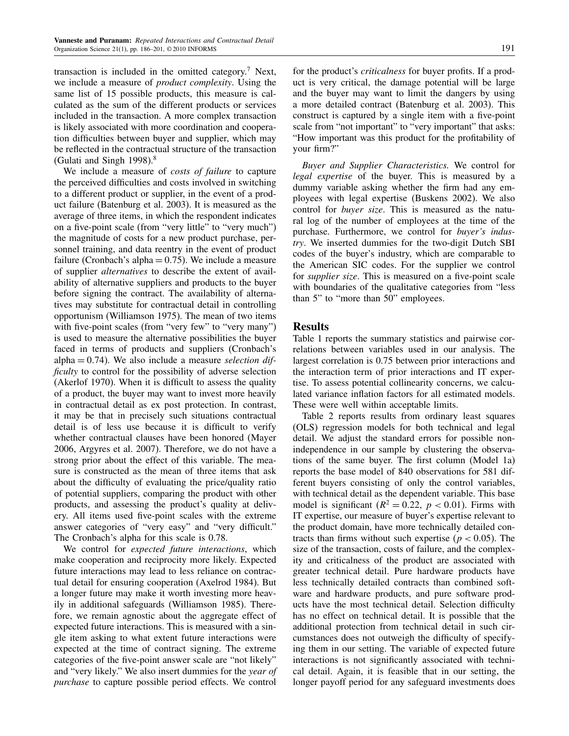transaction is included in the omitted category.[7] Next, we include a measure of *product complexity*. Using the same list of 15 possible products, this measure is calculated as the sum of the different products or services included in the transaction. A more complex transaction is likely associated with more coordination and cooperation difficulties between buyer and supplier, which may be reflected in the contractual structure of the transaction (Gulati and Singh 1998).[8]

We include a measure of *costs of failure* to capture the perceived difficulties and costs involved in switching to a different product or supplier, in the event of a product failure (Batenburg et al. 2003). It is measured as the average of three items, in which the respondent indicates on a five-point scale (from "very little" to "very much") the magnitude of costs for a new product purchase, personnel training, and data reentry in the event of product failure (Cronbach's alpha = 0.75). We include a measure of supplier *alternatives* to describe the extent of availability of alternative suppliers and products to the buyer before signing the contract. The availability of alternatives may substitute for contractual detail in controlling opportunism (Williamson 1975). The mean of two items with five-point scales (from "very few" to "very many") is used to measure the alternative possibilities the buyer faced in terms of products and suppliers (Cronbach's alpha = 0.74). We also include a measure *selection difficulty* to control for the possibility of adverse selection (Akerlof 1970). When it is difficult to assess the quality of a product, the buyer may want to invest more heavily in contractual detail as ex post protection. In contrast, it may be that in precisely such situations contractual detail is of less use because it is difficult to verify whether contractual clauses have been honored (Mayer 2006, Argyres et al. 2007). Therefore, we do not have a strong prior about the effect of this variable. The measure is constructed as the mean of three items that ask about the difficulty of evaluating the price/quality ratio of potential suppliers, comparing the product with other products, and assessing the product's quality at delivery. All items used five-point scales with the extreme answer categories of "very easy" and "very difficult." The Cronbach's alpha for this scale is 0.78.

We control for *expected future interactions*, which make cooperation and reciprocity more likely. Expected future interactions may lead to less reliance on contractual detail for ensuring cooperation (Axelrod 1984). But a longer future may make it worth investing more heavily in additional safeguards (Williamson 1985). Therefore, we remain agnostic about the aggregate effect of expected future interactions. This is measured with a single item asking to what extent future interactions were expected at the time of contract signing. The extreme categories of the five-point answer scale are "not likely" and "very likely." We also insert dummies for the *year of purchase* to capture possible period effects. We control for the product's *criticalness* for buyer profits. If a product is very critical, the damage potential will be large and the buyer may want to limit the dangers by using a more detailed contract (Batenburg et al. 2003). This construct is captured by a single item with a five-point scale from "not important" to "very important" that asks: "How important was this product for the profitability of your firm?"

*Buyer and Supplier Characteristics.* We control for *legal expertise* of the buyer. This is measured by a dummy variable asking whether the firm had any employees with legal expertise (Buskens 2002). We also control for *buyer size*. This is measured as the natural log of the number of employees at the time of the purchase. Furthermore, we control for *buyer's industry*. We inserted dummies for the two-digit Dutch SBI codes of the buyer's industry, which are comparable to the American SIC codes. For the supplier we control for *supplier size*. This is measured on a five-point scale with boundaries of the qualitative categories from "less than 5" to "more than 50" employees.

## Results

Table 1 reports the summary statistics and pairwise correlations between variables used in our analysis. The largest correlation is 0.75 between prior interactions and the interaction term of prior interactions and IT expertise. To assess potential collinearity concerns, we calculated variance inflation factors for all estimated models. These were well within acceptable limits.

Table 2 reports results from ordinary least squares (OLS) regression models for both technical and legal detail. We adjust the standard errors for possible nonindependence in our sample by clustering the observations of the same buyer. The first column (Model 1a) reports the base model of 840 observations for 581 different buyers consisting of only the control variables, with technical detail as the dependent variable. This base model is significant ($R^2 = 0.22$, $p < 0.01$). Firms with IT expertise, our measure of buyer's expertise relevant to the product domain, have more technically detailed contracts than firms without such expertise ($p < 0.05$). The size of the transaction, costs of failure, and the complexity and criticalness of the product are associated with greater technical detail. Pure hardware products have less technically detailed contracts than combined software and hardware products, and pure software products have the most technical detail. Selection difficulty has no effect on technical detail. It is possible that the additional protection from technical detail in such circumstances does not outweigh the difficulty of specifying them in our setting. The variable of expected future interactions is not significantly associated with technical detail. Again, it is feasible that in our setting, the longer payoff period for any safeguard investments does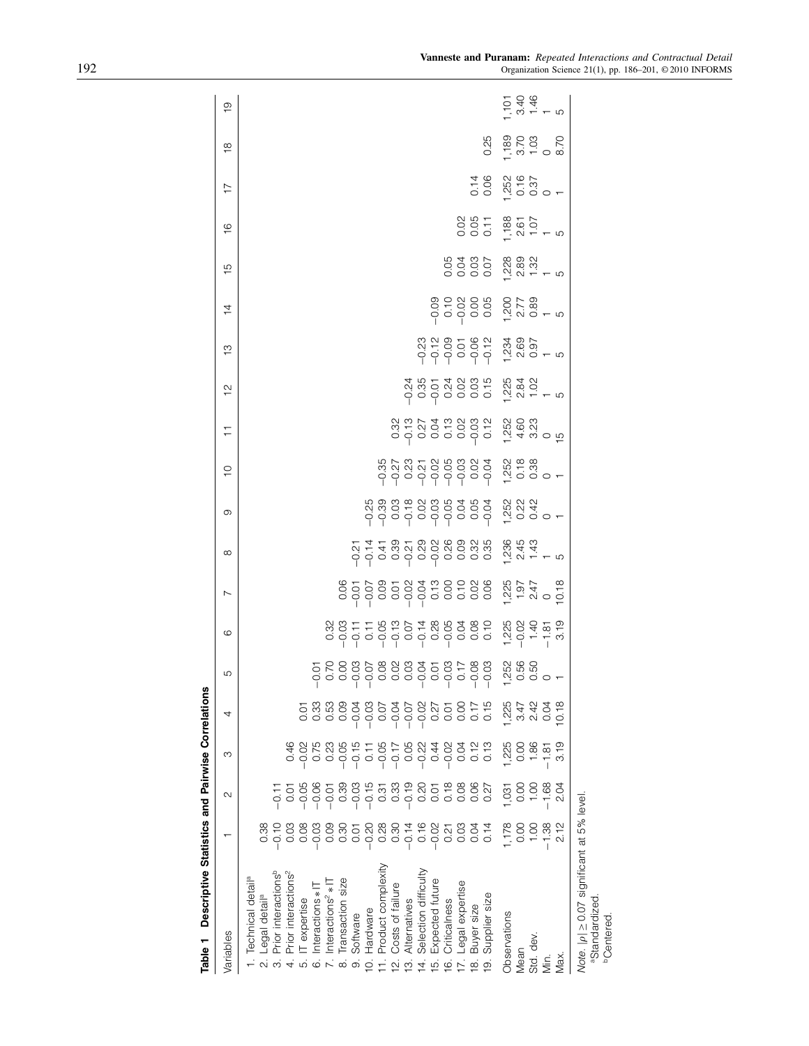**Table 1 Descriptive Statistics and Pairwise Correlations**

| Variables | 1 | 2 | 3 | 4 | 5 | 6 | 7 | 8 | 9 | 10 | 11 | 12 | 13 | 14 | 15 | 16 | 17 | 18 | 19 |
|---|---|---|---|---|---|---|---|---|---|---|---|---|---|---|---|---|---|---|---|
| 1. Technical detail[a] | | | | | | | | | | | | | | | | | | | |
| 2. Legal detail[a] | 0.38 | | | | | | | | | | | | | | | | | | |
| 3. Prior interactions[b] | −0.10 | −0.11 | | | | | | | | | | | | | | | | | |
| 4. Prior interactions$^2$ | 0.03 | 0.01 | 0.46 | | | | | | | | | | | | | | | | |
| 5. IT expertise | 0.08 | −0.05 | −0.02 | 0.01 | | | | | | | | | | | | | | | |
| 6. Interactions * IT | −0.03 | −0.06 | 0.75 | 0.33 | −0.01 | | | | | | | | | | | | | | |
| 7. Interactions$^2$ * IT | 0.09 | −0.01 | 0.23 | 0.53 | 0.70 | 0.32 | | | | | | | | | | | | | |
| 8. Transaction size | 0.30 | 0.39 | −0.05 | 0.09 | 0.00 | −0.03 | 0.06 | | | | | | | | | | | | |
| 9. Software | 0.01 | −0.03 | −0.15 | −0.04 | −0.03 | −0.11 | −0.01 | −0.21 | | | | | | | | | | | |
| 10. Hardware | −0.20 | −0.15 | 0.11 | −0.03 | −0.07 | 0.11 | −0.07 | −0.14 | −0.25 | | | | | | | | | | |
| 11. Product complexity | 0.28 | 0.31 | −0.05 | 0.07 | 0.08 | −0.05 | 0.09 | 0.41 | −0.39 | −0.35 | | | | | | | | | |
| 12. Costs of failure | 0.30 | 0.33 | −0.17 | −0.04 | 0.02 | −0.13 | 0.01 | 0.39 | 0.03 | −0.27 | 0.32 | | | | | | | | |
| 13. Alternatives | −0.14 | −0.19 | 0.05 | −0.07 | 0.03 | 0.07 | −0.02 | −0.21 | −0.18 | 0.23 | −0.13 | −0.24 | | | | | | | |
| 14. Selection difficulty | 0.16 | 0.20 | −0.22 | −0.02 | −0.04 | −0.14 | −0.04 | 0.29 | 0.02 | −0.21 | 0.27 | 0.35 | −0.23 | | | | | | |
| 15. Expected future | −0.02 | 0.01 | 0.44 | 0.27 | 0.01 | 0.28 | 0.13 | −0.02 | −0.03 | −0.02 | 0.04 | −0.01 | −0.12 | −0.09 | | | | | |
| 16. Criticalness | 0.21 | 0.18 | −0.02 | 0.01 | −0.03 | −0.05 | 0.00 | 0.26 | −0.05 | −0.05 | 0.13 | 0.24 | −0.09 | 0.10 | 0.05 | | | | |
| 17. Legal expertise | 0.03 | 0.08 | 0.04 | 0.00 | 0.17 | 0.04 | 0.10 | 0.09 | 0.04 | −0.03 | 0.02 | 0.02 | 0.01 | −0.02 | 0.04 | 0.02 | | | |
| 18. Buyer size | 0.04 | 0.06 | 0.12 | 0.17 | −0.08 | 0.08 | 0.02 | 0.32 | 0.05 | 0.02 | −0.03 | 0.03 | −0.06 | 0.00 | 0.03 | 0.05 | 0.14 | | |
| 19. Supplier size | 0.14 | 0.27 | 0.13 | 0.15 | −0.03 | 0.10 | 0.06 | 0.35 | −0.04 | −0.04 | 0.12 | 0.15 | −0.12 | 0.05 | 0.07 | 0.11 | 0.06 | 0.25 | |
| Observations | 1,178 | 1,031 | 1,225 | 1,225 | 1,252 | 1,225 | 1,225 | 1,236 | 1,252 | 1,252 | 1,252 | 1,225 | 1,234 | 1,200 | 1,228 | 1,188 | 1,252 | 1,189 | 1,101 |
| Mean | 0.00 | 0.00 | 0.00 | 3.47 | 0.56 | −0.02 | 1.97 | 2.45 | 0.22 | 0.18 | 4.60 | 2.84 | 2.69 | 2.77 | 2.89 | 2.61 | 0.16 | 3.70 | 3.40 |
| Std. dev. | 1.00 | 1.00 | 1.86 | 2.42 | 0.50 | 1.40 | 2.47 | 1.43 | 0.42 | 0.38 | 3.23 | 1.02 | 0.97 | 0.89 | 1.32 | 1.07 | 0.37 | 1.03 | 1.46 |
| Min. | −1.38 | −1.68 | −1.81 | 0.04 | 0 | −1.81 | 0 | 1 | 0 | 0 | 0 | 1 | 1 | 1 | 1 | 1 | 0 | 0 | 1 |
| Max. | 2.12 | 2.04 | 3.19 | 10.18 | 1 | 3.19 | 10.18 | 5 | 1 | 1 | 15 | 5 | 5 | 5 | 5 | 5 | 1 | 8.70 | 5 |

*Note.* $|\rho| \geq 0.07$ significant at 5% level.

[a]Standardized.

[b]Centered.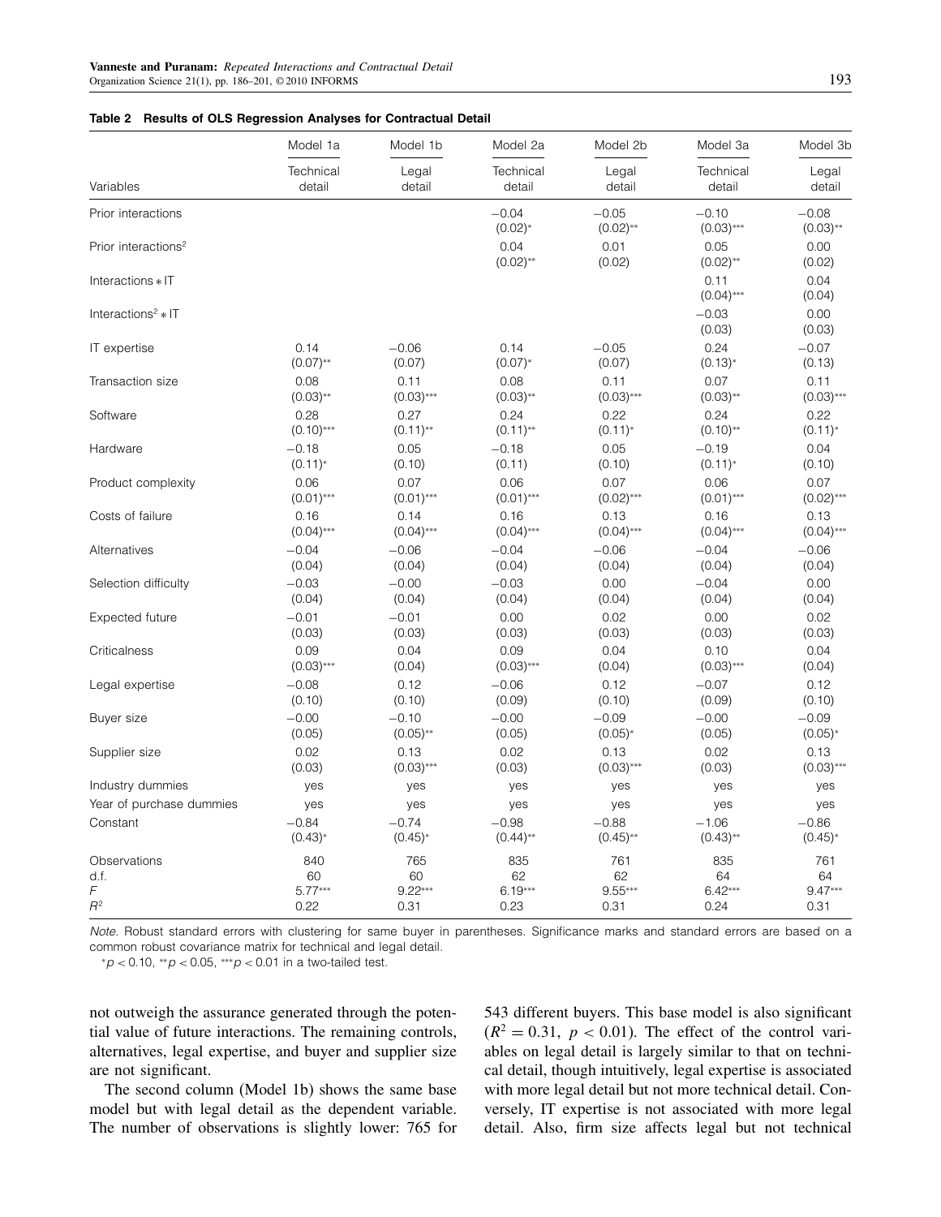**Table 2 Results of OLS Regression Analyses for Contractual Detail**

| | Model 1a | Model 1b | Model 2a | Model 2b | Model 3a | Model 3b |
|---|---|---|---|---|---|---|
| Variables | Technical detail | Legal detail | Technical detail | Legal detail | Technical detail | Legal detail |
| Prior interactions | | | −0.04 (0.02)* | −0.05 (0.02)** | −0.10 (0.03)*** | −0.08 (0.03)** |
| Prior interactions$^2$ | | | 0.04 (0.02)** | 0.01 (0.02) | 0.05 (0.02)** | 0.00 (0.02) |
| Interactions ∗ IT | | | | | 0.11 (0.04)*** | 0.04 (0.04) |
| Interactions$^2$ ∗ IT | | | | | −0.03 (0.03) | 0.00 (0.03) |
| IT expertise | 0.14 (0.07)** | −0.06 (0.07) | 0.14 (0.07)* | −0.05 (0.07) | 0.24 (0.13)* | −0.07 (0.13) |
| Transaction size | 0.08 (0.03)** | 0.11 (0.03)*** | 0.08 (0.03)** | 0.11 (0.03)*** | 0.07 (0.03)** | 0.11 (0.03)*** |
| Software | 0.28 (0.10)*** | 0.27 (0.11)** | 0.24 (0.11)** | 0.22 (0.11)* | 0.24 (0.10)** | 0.22 (0.11)* |
| Hardware | −0.18 (0.11)* | 0.05 (0.10) | −0.18 (0.11) | 0.05 (0.10) | −0.19 (0.11)* | 0.04 (0.10) |
| Product complexity | 0.06 (0.01)*** | 0.07 (0.01)*** | 0.06 (0.01)*** | 0.07 (0.02)*** | 0.06 (0.01)*** | 0.07 (0.02)*** |
| Costs of failure | 0.16 (0.04)*** | 0.14 (0.04)*** | 0.16 (0.04)*** | 0.13 (0.04)*** | 0.16 (0.04)*** | 0.13 (0.04)*** |
| Alternatives | −0.04 (0.04) | −0.06 (0.04) | −0.04 (0.04) | −0.06 (0.04) | −0.04 (0.04) | −0.06 (0.04) |
| Selection difficulty | −0.03 (0.04) | −0.00 (0.04) | −0.03 (0.04) | 0.00 (0.04) | −0.04 (0.04) | 0.00 (0.04) |
| Expected future | −0.01 (0.03) | −0.01 (0.03) | 0.00 (0.03) | 0.02 (0.03) | 0.00 (0.03) | 0.02 (0.03) |
| Criticalness | 0.09 (0.03)*** | 0.04 (0.04) | 0.09 (0.03)*** | 0.04 (0.04) | 0.10 (0.03)*** | 0.04 (0.04) |
| Legal expertise | −0.08 (0.10) | 0.12 (0.10) | −0.06 (0.09) | 0.12 (0.10) | −0.07 (0.09) | 0.12 (0.10) |
| Buyer size | −0.00 (0.05) | −0.10 (0.05)** | −0.00 (0.05) | −0.09 (0.05)* | −0.00 (0.05) | −0.09 (0.05)* |
| Supplier size | 0.02 (0.03) | 0.13 (0.03)*** | 0.02 (0.03) | 0.13 (0.03)*** | 0.02 (0.03) | 0.13 (0.03)*** |
| Industry dummies | yes | yes | yes | yes | yes | yes |
| Year of purchase dummies | yes | yes | yes | yes | yes | yes |
| Constant | −0.84 (0.43)* | −0.74 (0.45)* | −0.98 (0.44)** | −0.88 (0.45)** | −1.06 (0.43)** | −0.86 (0.45)* |
| Observations | 840 | 765 | 835 | 761 | 835 | 761 |
| d.f. | 60 | 60 | 62 | 62 | 64 | 64 |
| $F$ | 5.77*** | 9.22*** | 6.19*** | 9.55*** | 6.42*** | 9.47*** |
| $R^2$ | 0.22 | 0.31 | 0.23 | 0.31 | 0.24 | 0.31 |

*Note.* Robust standard errors with clustering for same buyer in parentheses. Significance marks and standard errors are based on a common robust covariance matrix for technical and legal detail.

*$p < 0.10$, **$p < 0.05$, ***$p < 0.01$ in a two-tailed test.

not outweigh the assurance generated through the potential value of future interactions. The remaining controls, alternatives, legal expertise, and buyer and supplier size are not significant.

The second column (Model 1b) shows the same base model but with legal detail as the dependent variable. The number of observations is slightly lower: 765 for 543 different buyers. This base model is also significant ($R^2 = 0.31$, $p < 0.01$). The effect of the control variables on legal detail is largely similar to that on technical detail, though intuitively, legal expertise is associated with more legal detail but not more technical detail. Conversely, IT expertise is not associated with more legal detail. Also, firm size affects legal but not technical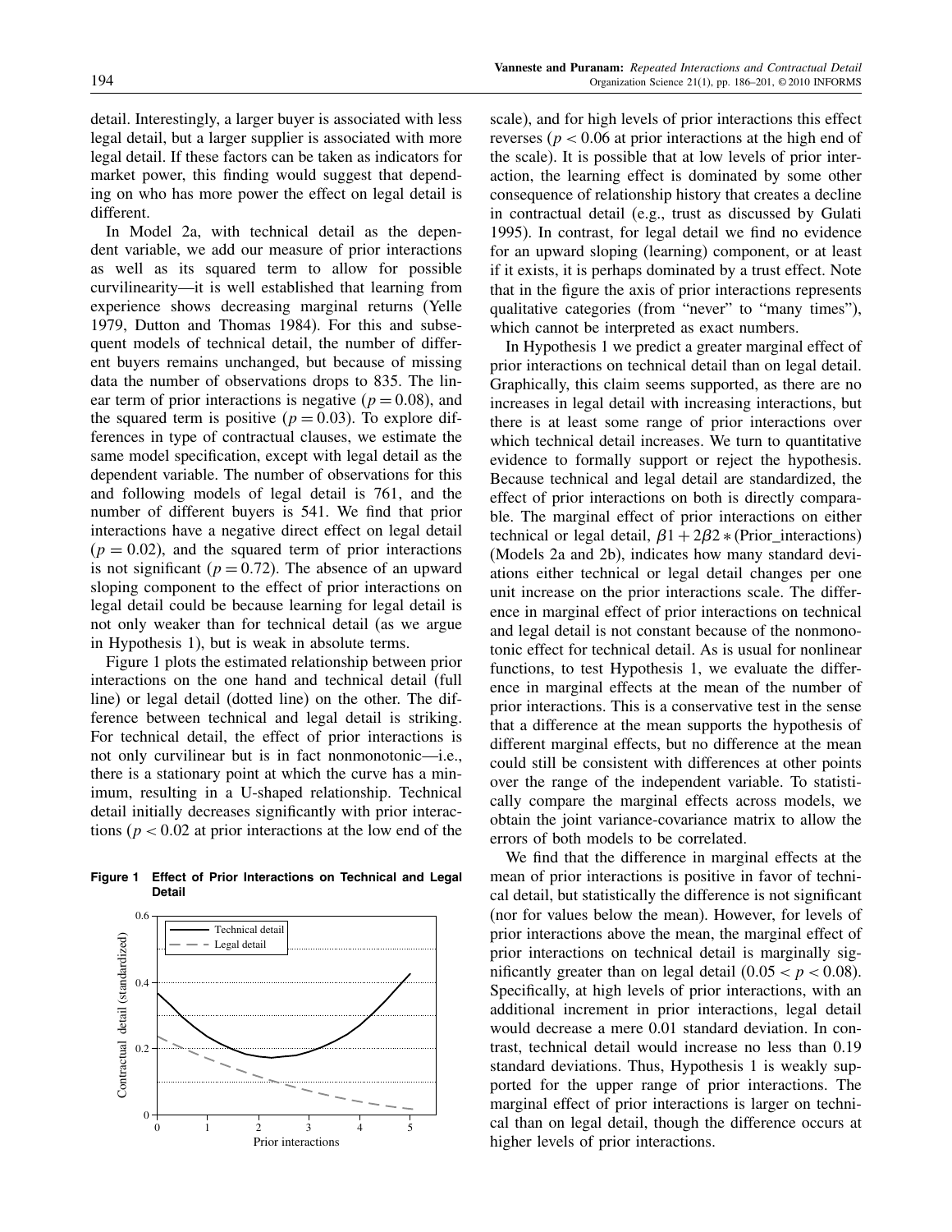detail. Interestingly, a larger buyer is associated with less legal detail, but a larger supplier is associated with more legal detail. If these factors can be taken as indicators for market power, this finding would suggest that depending on who has more power the effect on legal detail is different.

In Model 2a, with technical detail as the dependent variable, we add our measure of prior interactions as well as its squared term to allow for possible curvilinearity—it is well established that learning from experience shows decreasing marginal returns (Yelle 1979, Dutton and Thomas 1984). For this and subsequent models of technical detail, the number of different buyers remains unchanged, but because of missing data the number of observations drops to 835. The linear term of prior interactions is negative ($p = 0.08$), and the squared term is positive ($p = 0.03$). To explore differences in type of contractual clauses, we estimate the same model specification, except with legal detail as the dependent variable. The number of observations for this and following models of legal detail is 761, and the number of different buyers is 541. We find that prior interactions have a negative direct effect on legal detail ($p = 0.02$), and the squared term of prior interactions is not significant ($p = 0.72$). The absence of an upward sloping component to the effect of prior interactions on legal detail could be because learning for legal detail is not only weaker than for technical detail (as we argue in Hypothesis 1), but is weak in absolute terms.

Figure 1 plots the estimated relationship between prior interactions on the one hand and technical detail (full line) or legal detail (dotted line) on the other. The difference between technical and legal detail is striking. For technical detail, the effect of prior interactions is not only curvilinear but is in fact nonmonotonic—i.e., there is a stationary point at which the curve has a minimum, resulting in a U-shaped relationship. Technical detail initially decreases significantly with prior interactions ($p < 0.02$ at prior interactions at the low end of the scale), and for high levels of prior interactions this effect reverses ($p < 0.06$ at prior interactions at the high end of the scale). It is possible that at low levels of prior interaction, the learning effect is dominated by some other consequence of relationship history that creates a decline in contractual detail (e.g., trust as discussed by Gulati 1995). In contrast, for legal detail we find no evidence for an upward sloping (learning) component, or at least if it exists, it is perhaps dominated by a trust effect. Note that in the figure the axis of prior interactions represents qualitative categories (from "never" to "many times"), which cannot be interpreted as exact numbers.

**Figure 1 Effect of Prior Interactions on Technical and Legal Detail**

In Hypothesis 1 we predict a greater marginal effect of prior interactions on technical detail than on legal detail. Graphically, this claim seems supported, as there are no increases in legal detail with increasing interactions, but there is at least some range of prior interactions over which technical detail increases. We turn to quantitative evidence to formally support or reject the hypothesis. Because technical and legal detail are standardized, the effect of prior interactions on both is directly comparable. The marginal effect of prior interactions on either technical or legal detail, $\beta 1 + 2\beta 2 * (\text{Prior\_interactions})$ (Models 2a and 2b), indicates how many standard deviations either technical or legal detail changes per one unit increase on the prior interactions scale. The difference in marginal effect of prior interactions on technical and legal detail is not constant because of the nonmonotonic effect for technical detail. As is usual for nonlinear functions, to test Hypothesis 1, we evaluate the difference in marginal effects at the mean of the number of prior interactions. This is a conservative test in the sense that a difference at the mean supports the hypothesis of different marginal effects, but no difference at the mean could still be consistent with differences at other points over the range of the independent variable. To statistically compare the marginal effects across models, we obtain the joint variance-covariance matrix to allow the errors of both models to be correlated.

We find that the difference in marginal effects at the mean of prior interactions is positive in favor of technical detail, but statistically the difference is not significant (nor for values below the mean). However, for levels of prior interactions above the mean, the marginal effect of prior interactions on technical detail is marginally significantly greater than on legal detail ($0.05 < p < 0.08$). Specifically, at high levels of prior interactions, with an additional increment in prior interactions, legal detail would decrease a mere 0.01 standard deviation. In contrast, technical detail would increase no less than 0.19 standard deviations. Thus, Hypothesis 1 is weakly supported for the upper range of prior interactions. The marginal effect of prior interactions is larger on technical than on legal detail, though the difference occurs at higher levels of prior interactions.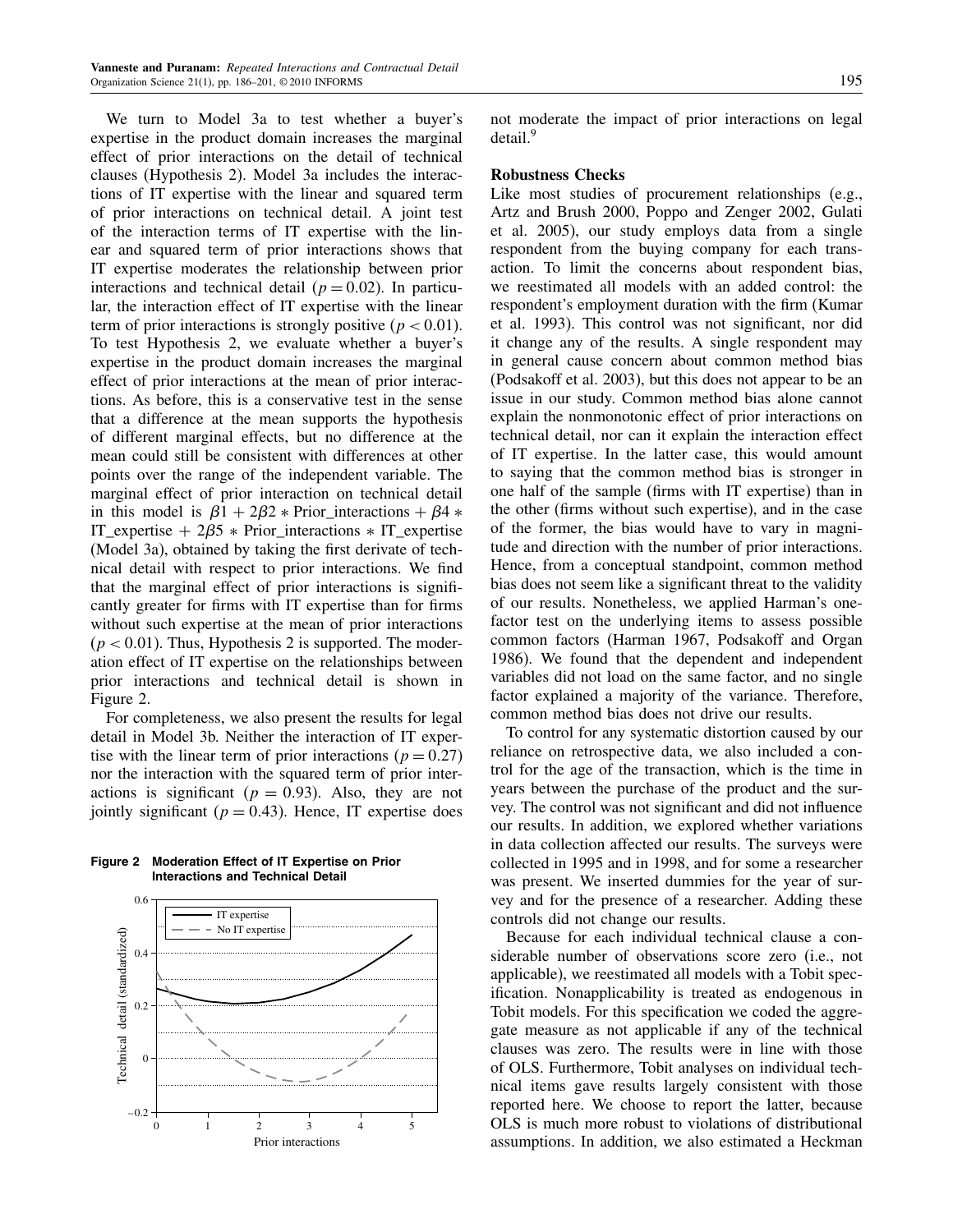We turn to Model 3a to test whether a buyer's expertise in the product domain increases the marginal effect of prior interactions on the detail of technical clauses (Hypothesis 2). Model 3a includes the interactions of IT expertise with the linear and squared term of prior interactions on technical detail. A joint test of the interaction terms of IT expertise with the linear and squared term of prior interactions shows that IT expertise moderates the relationship between prior interactions and technical detail ($p = 0.02$). In particular, the interaction effect of IT expertise with the linear term of prior interactions is strongly positive ($p < 0.01$). To test Hypothesis 2, we evaluate whether a buyer's expertise in the product domain increases the marginal effect of prior interactions at the mean of prior interactions. As before, this is a conservative test in the sense that a difference at the mean supports the hypothesis of different marginal effects, but no difference at the mean could still be consistent with differences at other points over the range of the independent variable. The marginal effect of prior interaction on technical detail in this model is $\beta 1 + 2\beta 2 * \text{Prior\_interactions} + \beta 4 * \text{IT\_expertise} + 2\beta 5 * \text{Prior\_interactions} * \text{IT\_expertise}$ (Model 3a), obtained by taking the first derivate of technical detail with respect to prior interactions. We find that the marginal effect of prior interactions is significantly greater for firms with IT expertise than for firms without such expertise at the mean of prior interactions ($p < 0.01$). Thus, Hypothesis 2 is supported. The moderation effect of IT expertise on the relationships between prior interactions and technical detail is shown in Figure 2.

For completeness, we also present the results for legal detail in Model 3b. Neither the interaction of IT expertise with the linear term of prior interactions ($p = 0.27$) nor the interaction with the squared term of prior interactions is significant ($p = 0.93$). Also, they are not jointly significant ($p = 0.43$). Hence, IT expertise does not moderate the impact of prior interactions on legal detail.[9]

**Figure 2 Moderation Effect of IT Expertise on Prior Interactions and Technical Detail**

IT expertise
No IT expertise
Technical detail (standardized)
0.6
0.4
0.2
0
−0.2
0
1
2
3
4
5
Prior interactions

### Robustness Checks

Like most studies of procurement relationships (e.g., Artz and Brush 2000, Poppo and Zenger 2002, Gulati et al. 2005), our study employs data from a single respondent from the buying company for each transaction. To limit the concerns about respondent bias, we reestimated all models with an added control: the respondent's employment duration with the firm (Kumar et al. 1993). This control was not significant, nor did it change any of the results. A single respondent may in general cause concern about common method bias (Podsakoff et al. 2003), but this does not appear to be an issue in our study. Common method bias alone cannot explain the nonmonotonic effect of prior interactions on technical detail, nor can it explain the interaction effect of IT expertise. In the latter case, this would amount to saying that the common method bias is stronger in one half of the sample (firms with IT expertise) than in the other (firms without such expertise), and in the case of the former, the bias would have to vary in magnitude and direction with the number of prior interactions. Hence, from a conceptual standpoint, common method bias does not seem like a significant threat to the validity of our results. Nonetheless, we applied Harman's one-factor test on the underlying items to assess possible common factors (Harman 1967, Podsakoff and Organ 1986). We found that the dependent and independent variables did not load on the same factor, and no single factor explained a majority of the variance. Therefore, common method bias does not drive our results.

To control for any systematic distortion caused by our reliance on retrospective data, we also included a control for the age of the transaction, which is the time in years between the purchase of the product and the survey. The control was not significant and did not influence our results. In addition, we explored whether variations in data collection affected our results. The surveys were collected in 1995 and in 1998, and for some a researcher was present. We inserted dummies for the year of survey and for the presence of a researcher. Adding these controls did not change our results.

Because for each individual technical clause a considerable number of observations score zero (i.e., not applicable), we reestimated all models with a Tobit specification. Nonapplicability is treated as endogenous in Tobit models. For this specification we coded the aggregate measure as not applicable if any of the technical clauses was zero. The results were in line with those of OLS. Furthermore, Tobit analyses on individual technical items gave results largely consistent with those reported here. We choose to report the latter, because OLS is much more robust to violations of distributional assumptions. In addition, we also estimated a Heckman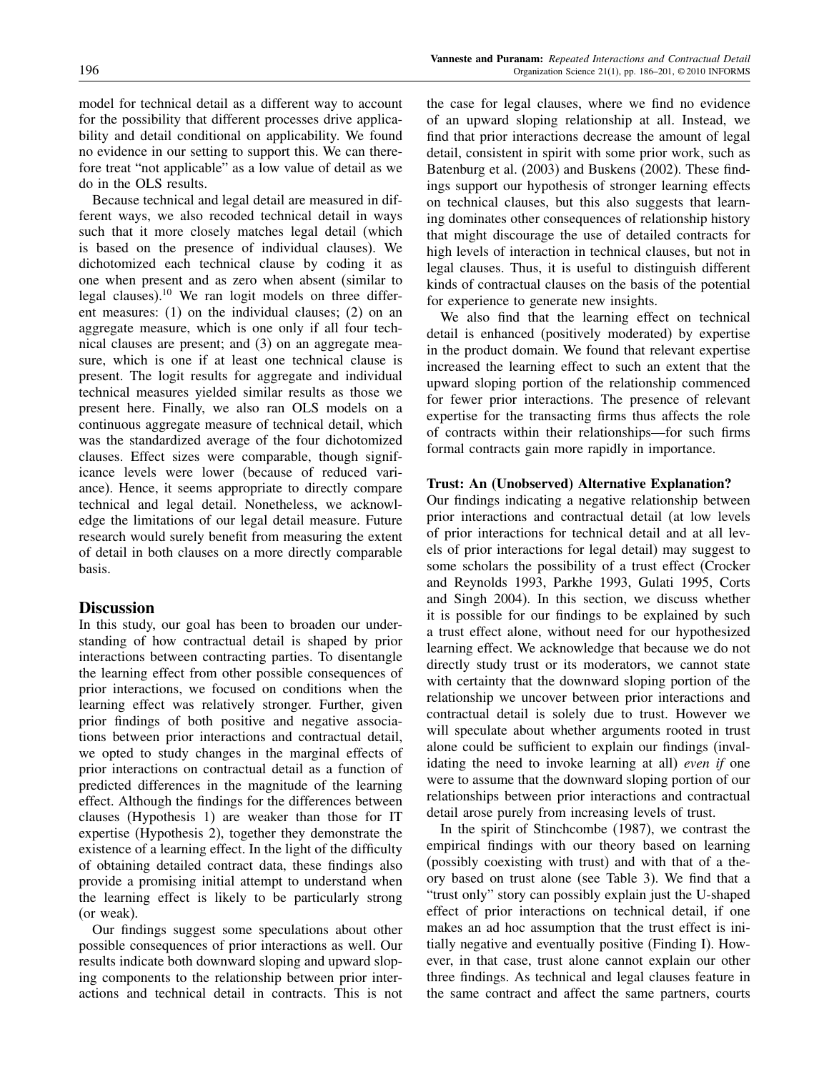model for technical detail as a different way to account for the possibility that different processes drive applicability and detail conditional on applicability. We found no evidence in our setting to support this. We can therefore treat "not applicable" as a low value of detail as we do in the OLS results.

Because technical and legal detail are measured in different ways, we also recoded technical detail in ways such that it more closely matches legal detail (which is based on the presence of individual clauses). We dichotomized each technical clause by coding it as one when present and as zero when absent (similar to legal clauses).[10] We ran logit models on three different measures: (1) on the individual clauses; (2) on an aggregate measure, which is one only if all four technical clauses are present; and (3) on an aggregate measure, which is one if at least one technical clause is present. The logit results for aggregate and individual technical measures yielded similar results as those we present here. Finally, we also ran OLS models on a continuous aggregate measure of technical detail, which was the standardized average of the four dichotomized clauses. Effect sizes were comparable, though significance levels were lower (because of reduced variance). Hence, it seems appropriate to directly compare technical and legal detail. Nonetheless, we acknowledge the limitations of our legal detail measure. Future research would surely benefit from measuring the extent of detail in both clauses on a more directly comparable basis.

## Discussion

In this study, our goal has been to broaden our understanding of how contractual detail is shaped by prior interactions between contracting parties. To disentangle the learning effect from other possible consequences of prior interactions, we focused on conditions when the learning effect was relatively stronger. Further, given prior findings of both positive and negative associations between prior interactions and contractual detail, we opted to study changes in the marginal effects of prior interactions on contractual detail as a function of predicted differences in the magnitude of the learning effect. Although the findings for the differences between clauses (Hypothesis 1) are weaker than those for IT expertise (Hypothesis 2), together they demonstrate the existence of a learning effect. In the light of the difficulty of obtaining detailed contract data, these findings also provide a promising initial attempt to understand when the learning effect is likely to be particularly strong (or weak).

Our findings suggest some speculations about other possible consequences of prior interactions as well. Our results indicate both downward sloping and upward sloping components to the relationship between prior interactions and technical detail in contracts. This is not the case for legal clauses, where we find no evidence of an upward sloping relationship at all. Instead, we find that prior interactions decrease the amount of legal detail, consistent in spirit with some prior work, such as Batenburg et al. (2003) and Buskens (2002). These findings support our hypothesis of stronger learning effects on technical clauses, but this also suggests that learning dominates other consequences of relationship history that might discourage the use of detailed contracts for high levels of interaction in technical clauses, but not in legal clauses. Thus, it is useful to distinguish different kinds of contractual clauses on the basis of the potential for experience to generate new insights.

We also find that the learning effect on technical detail is enhanced (positively moderated) by expertise in the product domain. We found that relevant expertise increased the learning effect to such an extent that the upward sloping portion of the relationship commenced for fewer prior interactions. The presence of relevant expertise for the transacting firms thus affects the role of contracts within their relationships—for such firms formal contracts gain more rapidly in importance.

### Trust: An (Unobserved) Alternative Explanation?

Our findings indicating a negative relationship between prior interactions and contractual detail (at low levels of prior interactions for technical detail and at all levels of prior interactions for legal detail) may suggest to some scholars the possibility of a trust effect (Crocker and Reynolds 1993, Parkhe 1993, Gulati 1995, Corts and Singh 2004). In this section, we discuss whether it is possible for our findings to be explained by such a trust effect alone, without need for our hypothesized learning effect. We acknowledge that because we do not directly study trust or its moderators, we cannot state with certainty that the downward sloping portion of the relationship we uncover between prior interactions and contractual detail is solely due to trust. However we will speculate about whether arguments rooted in trust alone could be sufficient to explain our findings (invalidating the need to invoke learning at all) *even if* one were to assume that the downward sloping portion of our relationships between prior interactions and contractual detail arose purely from increasing levels of trust.

In the spirit of Stinchcombe (1987), we contrast the empirical findings with our theory based on learning (possibly coexisting with trust) and with that of a theory based on trust alone (see Table 3). We find that a "trust only" story can possibly explain just the U-shaped effect of prior interactions on technical detail, if one makes an ad hoc assumption that the trust effect is initially negative and eventually positive (Finding I). However, in that case, trust alone cannot explain our other three findings. As technical and legal clauses feature in the same contract and affect the same partners, courts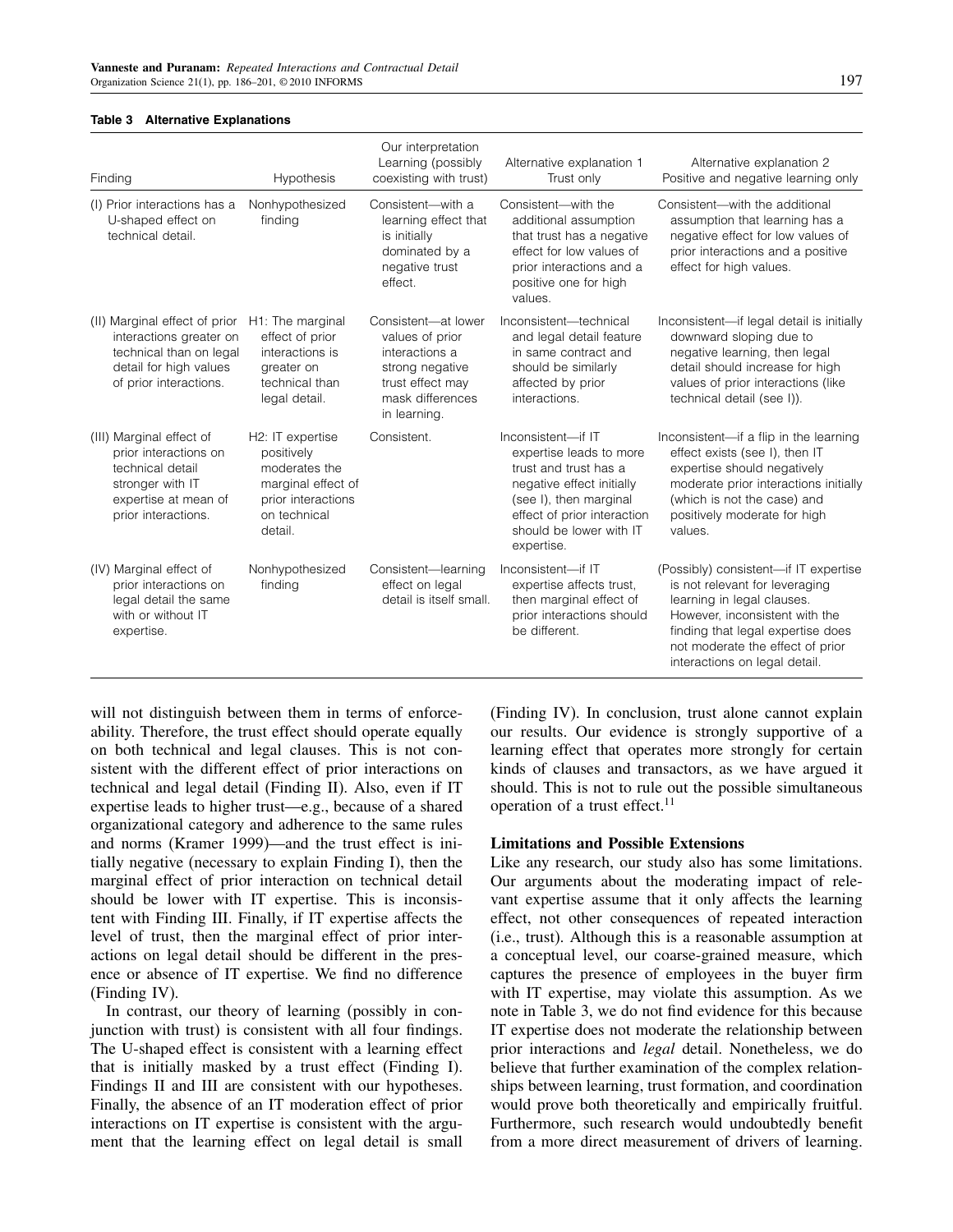**Table 3 Alternative Explanations**

| Finding | Hypothesis | Our interpretation Learning (possibly coexisting with trust) | Alternative explanation 1 Trust only | Alternative explanation 2 Positive and negative learning only |
|---|---|---|---|---|
| (I) Prior interactions has a U-shaped effect on technical detail. | Nonhypothesized finding | Consistent—with a learning effect that is initially dominated by a negative trust effect. | Consistent—with the additional assumption that trust has a negative effect for low values of prior interactions and a positive one for high values. | Consistent—with the additional assumption that learning has a negative effect for low values of prior interactions and a positive effect for high values. |
| (II) Marginal effect of prior interactions greater on technical than on legal detail for high values of prior interactions. | H1: The marginal effect of prior interactions is greater on technical than legal detail. | Consistent—at lower values of prior interactions a strong negative trust effect may mask differences in learning. | Inconsistent—technical and legal detail feature in same contract and should be similarly affected by prior interactions. | Inconsistent—if legal detail is initially downward sloping due to negative learning, then legal detail should increase for high values of prior interactions (like technical detail (see I)). |
| (III) Marginal effect of prior interactions on technical detail stronger with IT expertise at mean of prior interactions. | H2: IT expertise positively moderates the marginal effect of prior interactions on technical detail. | Consistent. | Inconsistent—if IT expertise leads to more trust and trust has a negative effect initially (see I), then marginal effect of prior interaction should be lower with IT expertise. | Inconsistent—if a flip in the learning effect exists (see I), then IT expertise should negatively moderate prior interactions initially (which is not the case) and positively moderate for high values. |
| (IV) Marginal effect of prior interactions on legal detail the same with or without IT expertise. | Nonhypothesized finding | Consistent—learning effect on legal detail is itself small. | Inconsistent—if IT expertise affects trust, then marginal effect of prior interactions should be different. | (Possibly) consistent—if IT expertise is not relevant for leveraging learning in legal clauses. However, inconsistent with the finding that legal expertise does not moderate the effect of prior interactions on legal detail. |

will not distinguish between them in terms of enforceability. Therefore, the trust effect should operate equally on both technical and legal clauses. This is not consistent with the different effect of prior interactions on technical and legal detail (Finding II). Also, even if IT expertise leads to higher trust—e.g., because of a shared organizational category and adherence to the same rules and norms (Kramer 1999)—and the trust effect is initially negative (necessary to explain Finding I), then the marginal effect of prior interaction on technical detail should be lower with IT expertise. This is inconsistent with Finding III. Finally, if IT expertise affects the level of trust, then the marginal effect of prior interactions on legal detail should be different in the presence or absence of IT expertise. We find no difference (Finding IV).

In contrast, our theory of learning (possibly in conjunction with trust) is consistent with all four findings. The U-shaped effect is consistent with a learning effect that is initially masked by a trust effect (Finding I). Findings II and III are consistent with our hypotheses. Finally, the absence of an IT moderation effect of prior interactions on IT expertise is consistent with the argument that the learning effect on legal detail is small (Finding IV). In conclusion, trust alone cannot explain our results. Our evidence is strongly supportive of a learning effect that operates more strongly for certain kinds of clauses and transactors, as we have argued it should. This is not to rule out the possible simultaneous operation of a trust effect.[11]

### Limitations and Possible Extensions

Like any research, our study also has some limitations. Our arguments about the moderating impact of relevant expertise assume that it only affects the learning effect, not other consequences of repeated interaction (i.e., trust). Although this is a reasonable assumption at a conceptual level, our coarse-grained measure, which captures the presence of employees in the buyer firm with IT expertise, may violate this assumption. As we note in Table 3, we do not find evidence for this because IT expertise does not moderate the relationship between prior interactions and *legal* detail. Nonetheless, we do believe that further examination of the complex relationships between learning, trust formation, and coordination would prove both theoretically and empirically fruitful. Furthermore, such research would undoubtedly benefit from a more direct measurement of drivers of learning.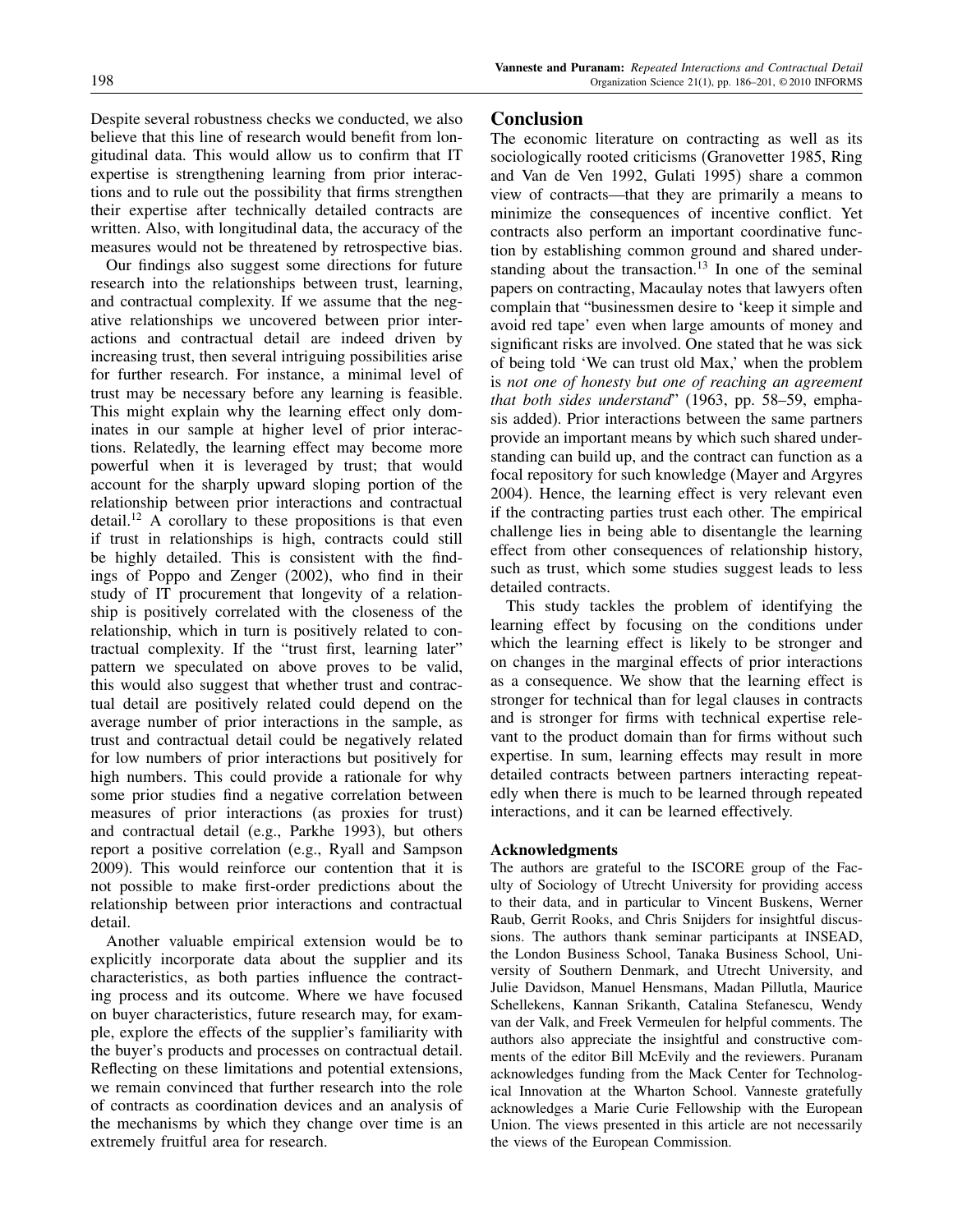Despite several robustness checks we conducted, we also believe that this line of research would benefit from longitudinal data. This would allow us to confirm that IT expertise is strengthening learning from prior interactions and to rule out the possibility that firms strengthen their expertise after technically detailed contracts are written. Also, with longitudinal data, the accuracy of the measures would not be threatened by retrospective bias.

Our findings also suggest some directions for future research into the relationships between trust, learning, and contractual complexity. If we assume that the negative relationships we uncovered between prior interactions and contractual detail are indeed driven by increasing trust, then several intriguing possibilities arise for further research. For instance, a minimal level of trust may be necessary before any learning is feasible. This might explain why the learning effect only dominates in our sample at higher level of prior interactions. Relatedly, the learning effect may become more powerful when it is leveraged by trust; that would account for the sharply upward sloping portion of the relationship between prior interactions and contractual detail.[12] A corollary to these propositions is that even if trust in relationships is high, contracts could still be highly detailed. This is consistent with the findings of Poppo and Zenger (2002), who find in their study of IT procurement that longevity of a relationship is positively correlated with the closeness of the relationship, which in turn is positively related to contractual complexity. If the "trust first, learning later" pattern we speculated on above proves to be valid, this would also suggest that whether trust and contractual detail are positively related could depend on the average number of prior interactions in the sample, as trust and contractual detail could be negatively related for low numbers of prior interactions but positively for high numbers. This could provide a rationale for why some prior studies find a negative correlation between measures of prior interactions (as proxies for trust) and contractual detail (e.g., Parkhe 1993), but others report a positive correlation (e.g., Ryall and Sampson 2009). This would reinforce our contention that it is not possible to make first-order predictions about the relationship between prior interactions and contractual detail.

Another valuable empirical extension would be to explicitly incorporate data about the supplier and its characteristics, as both parties influence the contracting process and its outcome. Where we have focused on buyer characteristics, future research may, for example, explore the effects of the supplier's familiarity with the buyer's products and processes on contractual detail. Reflecting on these limitations and potential extensions, we remain convinced that further research into the role of contracts as coordination devices and an analysis of the mechanisms by which they change over time is an extremely fruitful area for research.

## Conclusion

The economic literature on contracting as well as its sociologically rooted criticisms (Granovetter 1985, Ring and Van de Ven 1992, Gulati 1995) share a common view of contracts—that they are primarily a means to minimize the consequences of incentive conflict. Yet contracts also perform an important coordinative function by establishing common ground and shared understanding about the transaction.[13] In one of the seminal papers on contracting, Macaulay notes that lawyers often complain that "businessmen desire to 'keep it simple and avoid red tape' even when large amounts of money and significant risks are involved. One stated that he was sick of being told 'We can trust old Max,' when the problem is *not one of honesty but one of reaching an agreement that both sides understand*" (1963, pp. 58–59, emphasis added). Prior interactions between the same partners provide an important means by which such shared understanding can build up, and the contract can function as a focal repository for such knowledge (Mayer and Argyres 2004). Hence, the learning effect is very relevant even if the contracting parties trust each other. The empirical challenge lies in being able to disentangle the learning effect from other consequences of relationship history, such as trust, which some studies suggest leads to less detailed contracts.

This study tackles the problem of identifying the learning effect by focusing on the conditions under which the learning effect is likely to be stronger and on changes in the marginal effects of prior interactions as a consequence. We show that the learning effect is stronger for technical than for legal clauses in contracts and is stronger for firms with technical expertise relevant to the product domain than for firms without such expertise. In sum, learning effects may result in more detailed contracts between partners interacting repeatedly when there is much to be learned through repeated interactions, and it can be learned effectively.

### Acknowledgments

The authors are grateful to the ISCORE group of the Faculty of Sociology of Utrecht University for providing access to their data, and in particular to Vincent Buskens, Werner Raub, Gerrit Rooks, and Chris Snijders for insightful discussions. The authors thank seminar participants at INSEAD, the London Business School, Tanaka Business School, University of Southern Denmark, and Utrecht University, and Julie Davidson, Manuel Hensmans, Madan Pillutla, Maurice Schellekens, Kannan Srikanth, Catalina Stefanescu, Wendy van der Valk, and Freek Vermeulen for helpful comments. The authors also appreciate the insightful and constructive comments of the editor Bill McEvily and the reviewers. Puranam acknowledges funding from the Mack Center for Technological Innovation at the Wharton School. Vanneste gratefully acknowledges a Marie Curie Fellowship with the European Union. The views presented in this article are not necessarily the views of the European Commission.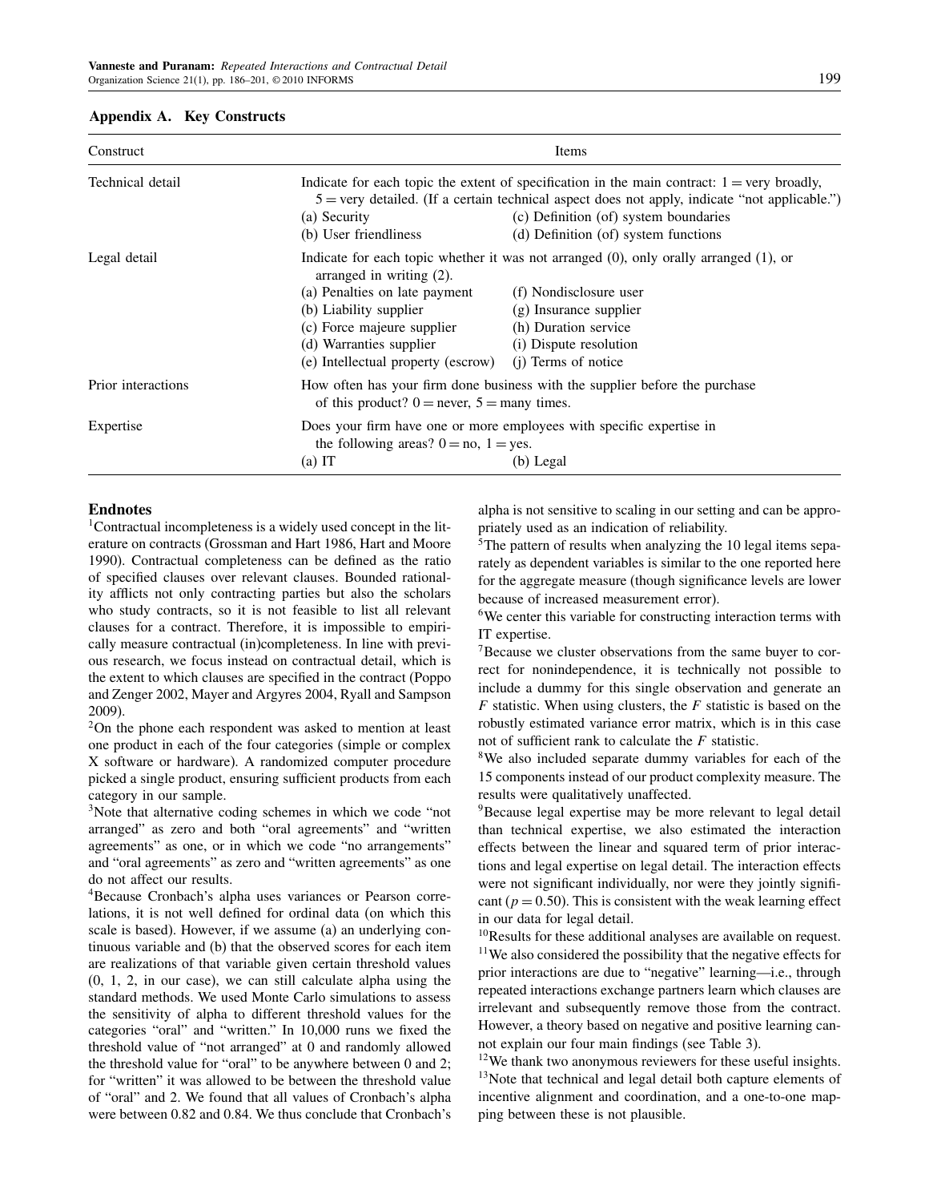## Appendix A. Key Constructs

| Construct | Items | |
|---|---|---|
| Technical detail | Indicate for each topic the extent of specification in the main contract: 1 = very broadly, 5 = very detailed. (If a certain technical aspect does not apply, indicate "not applicable.") | |
| | (a) Security | (c) Definition (of) system boundaries |
| | (b) User friendliness | (d) Definition (of) system functions |
| Legal detail | Indicate for each topic whether it was not arranged (0), only orally arranged (1), or arranged in writing (2). | |
| | (a) Penalties on late payment | (f) Nondisclosure user |
| | (b) Liability supplier | (g) Insurance supplier |
| | (c) Force majeure supplier | (h) Duration service |
| | (d) Warranties supplier | (i) Dispute resolution |
| | (e) Intellectual property (escrow) | (j) Terms of notice |
| Prior interactions | How often has your firm done business with the supplier before the purchase of this product? 0 = never, 5 = many times. | |
| Expertise | Does your firm have one or more employees with specific expertise in the following areas? 0 = no, 1 = yes. | |
| | (a) IT | (b) Legal |

## Endnotes

[1]Contractual incompleteness is a widely used concept in the literature on contracts (Grossman and Hart 1986, Hart and Moore 1990). Contractual completeness can be defined as the ratio of specified clauses over relevant clauses. Bounded rationality afflicts not only contracting parties but also the scholars who study contracts, so it is not feasible to list all relevant clauses for a contract. Therefore, it is impossible to empirically measure contractual (in)completeness. In line with previous research, we focus instead on contractual detail, which is the extent to which clauses are specified in the contract (Poppo and Zenger 2002, Mayer and Argyres 2004, Ryall and Sampson 2009).

[2]On the phone each respondent was asked to mention at least one product in each of the four categories (simple or complex X software or hardware). A randomized computer procedure picked a single product, ensuring sufficient products from each category in our sample.

[3]Note that alternative coding schemes in which we code "not arranged" as zero and both "oral agreements" and "written agreements" as one, or in which we code "no arrangements" and "oral agreements" as zero and "written agreements" as one do not affect our results.

[4]Because Cronbach's alpha uses variances or Pearson correlations, it is not well defined for ordinal data (on which this scale is based). However, if we assume (a) an underlying continuous variable and (b) that the observed scores for each item are realizations of that variable given certain threshold values (0, 1, 2, in our case), we can still calculate alpha using the standard methods. We used Monte Carlo simulations to assess the sensitivity of alpha to different threshold values for the categories "oral" and "written." In 10,000 runs we fixed the threshold value of "not arranged" at 0 and randomly allowed the threshold value for "oral" to be anywhere between 0 and 2; for "written" it was allowed to be between the threshold value of "oral" and 2. We found that all values of Cronbach's alpha were between 0.82 and 0.84. We thus conclude that Cronbach's alpha is not sensitive to scaling in our setting and can be appropriately used as an indication of reliability.

[5]The pattern of results when analyzing the 10 legal items separately as dependent variables is similar to the one reported here for the aggregate measure (though significance levels are lower because of increased measurement error).

[6]We center this variable for constructing interaction terms with IT expertise.

[7]Because we cluster observations from the same buyer to correct for nonindependence, it is technically not possible to include a dummy for this single observation and generate an $F$ statistic. When using clusters, the $F$ statistic is based on the robustly estimated variance error matrix, which is in this case not of sufficient rank to calculate the $F$ statistic.

[8]We also included separate dummy variables for each of the 15 components instead of our product complexity measure. The results were qualitatively unaffected.

[9]Because legal expertise may be more relevant to legal detail than technical expertise, we also estimated the interaction effects between the linear and squared term of prior interactions and legal expertise on legal detail. The interaction effects were not significant individually, nor were they jointly significant ($p = 0.50$). This is consistent with the weak learning effect in our data for legal detail.

[10]Results for these additional analyses are available on request.

[11]We also considered the possibility that the negative effects for prior interactions are due to "negative" learning—i.e., through repeated interactions exchange partners learn which clauses are irrelevant and subsequently remove those from the contract. However, a theory based on negative and positive learning cannot explain our four main findings (see Table 3).

[12]We thank two anonymous reviewers for these useful insights.

[13]Note that technical and legal detail both capture elements of incentive alignment and coordination, and a one-to-one mapping between these is not plausible.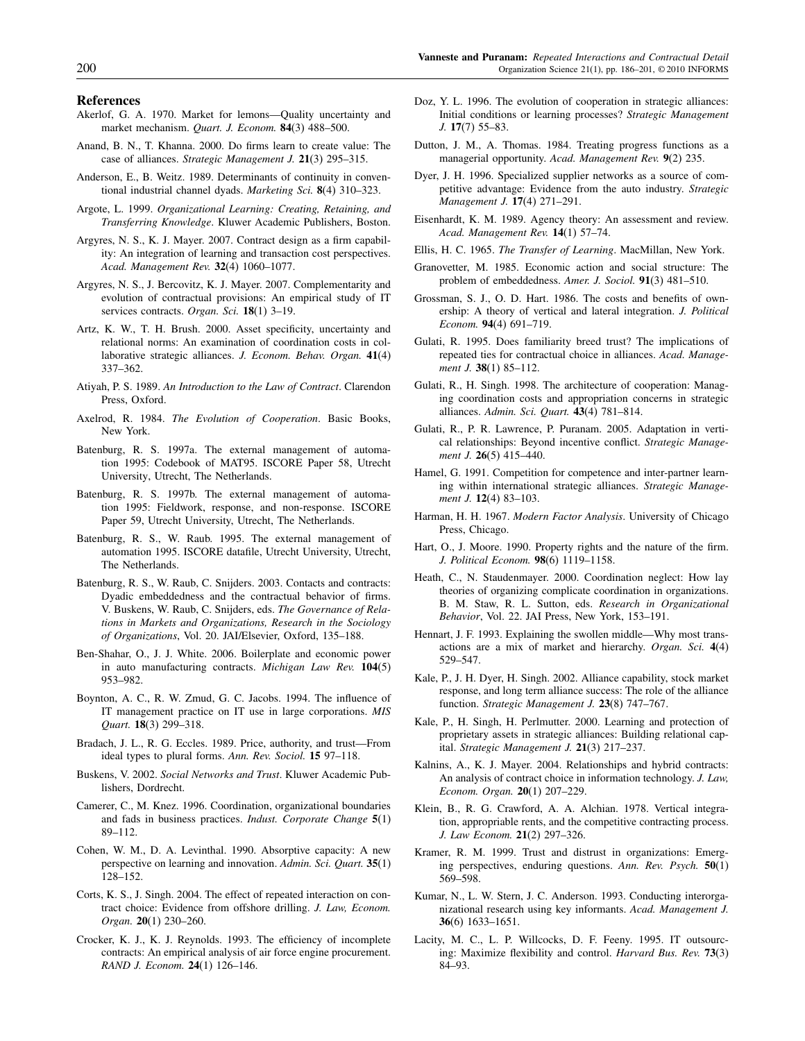## References

Akerlof, G. A. 1970. Market for lemons—Quality uncertainty and market mechanism. *Quart. J. Econom.* **84**(3) 488–500.

Anand, B. N., T. Khanna. 2000. Do firms learn to create value: The case of alliances. *Strategic Management J.* **21**(3) 295–315.

Anderson, E., B. Weitz. 1989. Determinants of continuity in conventional industrial channel dyads. *Marketing Sci.* **8**(4) 310–323.

Argote, L. 1999. *Organizational Learning: Creating, Retaining, and Transferring Knowledge*. Kluwer Academic Publishers, Boston.

Argyres, N. S., K. J. Mayer. 2007. Contract design as a firm capability: An integration of learning and transaction cost perspectives. *Acad. Management Rev.* **32**(4) 1060–1077.

Argyres, N. S., J. Bercovitz, K. J. Mayer. 2007. Complementarity and evolution of contractual provisions: An empirical study of IT services contracts. *Organ. Sci.* **18**(1) 3–19.

Artz, K. W., T. H. Brush. 2000. Asset specificity, uncertainty and relational norms: An examination of coordination costs in collaborative strategic alliances. *J. Econom. Behav. Organ.* **41**(4) 337–362.

Atiyah, P. S. 1989. *An Introduction to the Law of Contract*. Clarendon Press, Oxford.

Axelrod, R. 1984. *The Evolution of Cooperation*. Basic Books, New York.

Batenburg, R. S. 1997a. The external management of automation 1995: Codebook of MAT95. ISCORE Paper 58, Utrecht University, Utrecht, The Netherlands.

Batenburg, R. S. 1997b. The external management of automation 1995: Fieldwork, response, and non-response. ISCORE Paper 59, Utrecht University, Utrecht, The Netherlands.

Batenburg, R. S., W. Raub. 1995. The external management of automation 1995. ISCORE datafile, Utrecht University, Utrecht, The Netherlands.

Batenburg, R. S., W. Raub, C. Snijders. 2003. Contacts and contracts: Dyadic embeddedness and the contractual behavior of firms. V. Buskens, W. Raub, C. Snijders, eds. *The Governance of Relations in Markets and Organizations, Research in the Sociology of Organizations*, Vol. 20. JAI/Elsevier, Oxford, 135–188.

Ben-Shahar, O., J. J. White. 2006. Boilerplate and economic power in auto manufacturing contracts. *Michigan Law Rev.* **104**(5) 953–982.

Boynton, A. C., R. W. Zmud, G. C. Jacobs. 1994. The influence of IT management practice on IT use in large corporations. *MIS Quart.* **18**(3) 299–318.

Bradach, J. L., R. G. Eccles. 1989. Price, authority, and trust—From ideal types to plural forms. *Ann. Rev. Sociol.* **15** 97–118.

Buskens, V. 2002. *Social Networks and Trust*. Kluwer Academic Publishers, Dordrecht.

Camerer, C., M. Knez. 1996. Coordination, organizational boundaries and fads in business practices. *Indust. Corporate Change* **5**(1) 89–112.

Cohen, W. M., D. A. Levinthal. 1990. Absorptive capacity: A new perspective on learning and innovation. *Admin. Sci. Quart.* **35**(1) 128–152.

Corts, K. S., J. Singh. 2004. The effect of repeated interaction on contract choice: Evidence from offshore drilling. *J. Law, Econom. Organ.* **20**(1) 230–260.

Crocker, K. J., K. J. Reynolds. 1993. The efficiency of incomplete contracts: An empirical analysis of air force engine procurement. *RAND J. Econom.* **24**(1) 126–146.

Doz, Y. L. 1996. The evolution of cooperation in strategic alliances: Initial conditions or learning processes? *Strategic Management J.* **17**(7) 55–83.

Dutton, J. M., A. Thomas. 1984. Treating progress functions as a managerial opportunity. *Acad. Management Rev.* **9**(2) 235.

Dyer, J. H. 1996. Specialized supplier networks as a source of competitive advantage: Evidence from the auto industry. *Strategic Management J.* **17**(4) 271–291.

Eisenhardt, K. M. 1989. Agency theory: An assessment and review. *Acad. Management Rev.* **14**(1) 57–74.

Ellis, H. C. 1965. *The Transfer of Learning*. MacMillan, New York.

Granovetter, M. 1985. Economic action and social structure: The problem of embeddedness. *Amer. J. Sociol.* **91**(3) 481–510.

Grossman, S. J., O. D. Hart. 1986. The costs and benefits of ownership: A theory of vertical and lateral integration. *J. Political Econom.* **94**(4) 691–719.

Gulati, R. 1995. Does familiarity breed trust? The implications of repeated ties for contractual choice in alliances. *Acad. Management J.* **38**(1) 85–112.

Gulati, R., H. Singh. 1998. The architecture of cooperation: Managing coordination costs and appropriation concerns in strategic alliances. *Admin. Sci. Quart.* **43**(4) 781–814.

Gulati, R., P. R. Lawrence, P. Puranam. 2005. Adaptation in vertical relationships: Beyond incentive conflict. *Strategic Management J.* **26**(5) 415–440.

Hamel, G. 1991. Competition for competence and inter-partner learning within international strategic alliances. *Strategic Management J.* **12**(4) 83–103.

Harman, H. H. 1967. *Modern Factor Analysis*. University of Chicago Press, Chicago.

Hart, O., J. Moore. 1990. Property rights and the nature of the firm. *J. Political Econom.* **98**(6) 1119–1158.

Heath, C., N. Staudenmayer. 2000. Coordination neglect: How lay theories of organizing complicate coordination in organizations. B. M. Staw, R. L. Sutton, eds. *Research in Organizational Behavior*, Vol. 22. JAI Press, New York, 153–191.

Hennart, J. F. 1993. Explaining the swollen middle—Why most transactions are a mix of market and hierarchy. *Organ. Sci.* **4**(4) 529–547.

Kale, P., J. H. Dyer, H. Singh. 2002. Alliance capability, stock market response, and long term alliance success: The role of the alliance function. *Strategic Management J.* **23**(8) 747–767.

Kale, P., H. Singh, H. Perlmutter. 2000. Learning and protection of proprietary assets in strategic alliances: Building relational capital. *Strategic Management J.* **21**(3) 217–237.

Kalnins, A., K. J. Mayer. 2004. Relationships and hybrid contracts: An analysis of contract choice in information technology. *J. Law, Econom. Organ.* **20**(1) 207–229.

Klein, B., R. G. Crawford, A. A. Alchian. 1978. Vertical integration, appropriable rents, and the competitive contracting process. *J. Law Econom.* **21**(2) 297–326.

Kramer, R. M. 1999. Trust and distrust in organizations: Emerging perspectives, enduring questions. *Ann. Rev. Psych.* **50**(1) 569–598.

Kumar, N., L. W. Stern, J. C. Anderson. 1993. Conducting interorganizational research using key informants. *Acad. Management J.* **36**(6) 1633–1651.

Lacity, M. C., L. P. Willcocks, D. F. Feeny. 1995. IT outsourcing: Maximize flexibility and control. *Harvard Bus. Rev.* **73**(3) 84–93.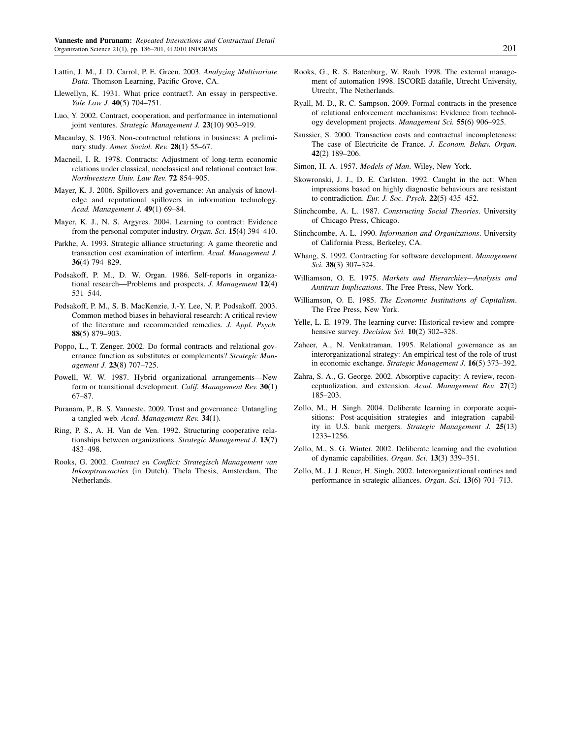Lattin, J. M., J. D. Carrol, P. E. Green. 2003. *Analyzing Multivariate Data*. Thomson Learning, Pacific Grove, CA.

Llewellyn, K. 1931. What price contract?. An essay in perspective. *Yale Law J.* **40**(5) 704–751.

Luo, Y. 2002. Contract, cooperation, and performance in international joint ventures. *Strategic Management J.* **23**(10) 903–919.

Macaulay, S. 1963. Non-contractual relations in business: A preliminary study. *Amer. Sociol. Rev.* **28**(1) 55–67.

Macneil, I. R. 1978. Contracts: Adjustment of long-term economic relations under classical, neoclassical and relational contract law. *Northwestern Univ. Law Rev.* **72** 854–905.

Mayer, K. J. 2006. Spillovers and governance: An analysis of knowledge and reputational spillovers in information technology. *Acad. Management J.* **49**(1) 69–84.

Mayer, K. J., N. S. Argyres. 2004. Learning to contract: Evidence from the personal computer industry. *Organ. Sci.* **15**(4) 394–410.

Parkhe, A. 1993. Strategic alliance structuring: A game theoretic and transaction cost examination of interfirm. *Acad. Management J.* **36**(4) 794–829.

Podsakoff, P. M., D. W. Organ. 1986. Self-reports in organizational research—Problems and prospects. *J. Management* **12**(4) 531–544.

Podsakoff, P. M., S. B. MacKenzie, J.-Y. Lee, N. P. Podsakoff. 2003. Common method biases in behavioral research: A critical review of the literature and recommended remedies. *J. Appl. Psych.* **88**(5) 879–903.

Poppo, L., T. Zenger. 2002. Do formal contracts and relational governance function as substitutes or complements? *Strategic Management J.* **23**(8) 707–725.

Powell, W. W. 1987. Hybrid organizational arrangements—New form or transitional development. *Calif. Management Rev.* **30**(1) 67–87.

Puranam, P., B. S. Vanneste. 2009. Trust and governance: Untangling a tangled web. *Acad. Management Rev.* **34**(1).

Ring, P. S., A. H. Van de Ven. 1992. Structuring cooperative relationships between organizations. *Strategic Management J.* **13**(7) 483–498.

Rooks, G. 2002. *Contract en Conflict: Strategisch Management van Inkooptransacties* (in Dutch). Thela Thesis, Amsterdam, The Netherlands.

Rooks, G., R. S. Batenburg, W. Raub. 1998. The external management of automation 1998. ISCORE datafile, Utrecht University, Utrecht, The Netherlands.

Ryall, M. D., R. C. Sampson. 2009. Formal contracts in the presence of relational enforcement mechanisms: Evidence from technology development projects. *Management Sci.* **55**(6) 906–925.

Saussier, S. 2000. Transaction costs and contractual incompleteness: The case of Electricite de France. *J. Econom. Behav. Organ.* **42**(2) 189–206.

Simon, H. A. 1957. *Models of Man*. Wiley, New York.

Skowronski, J. J., D. E. Carlston. 1992. Caught in the act: When impressions based on highly diagnostic behaviours are resistant to contradiction. *Eur. J. Soc. Psych.* **22**(5) 435–452.

Stinchcombe, A. L. 1987. *Constructing Social Theories*. University of Chicago Press, Chicago.

Stinchcombe, A. L. 1990. *Information and Organizations*. University of California Press, Berkeley, CA.

Whang, S. 1992. Contracting for software development. *Management Sci.* **38**(3) 307–324.

Williamson, O. E. 1975. *Markets and Hierarchies—Analysis and Antitrust Implications*. The Free Press, New York.

Williamson, O. E. 1985. *The Economic Institutions of Capitalism*. The Free Press, New York.

Yelle, L. E. 1979. The learning curve: Historical review and comprehensive survey. *Decision Sci.* **10**(2) 302–328.

Zaheer, A., N. Venkatraman. 1995. Relational governance as an interorganizational strategy: An empirical test of the role of trust in economic exchange. *Strategic Management J.* **16**(5) 373–392.

Zahra, S. A., G. George. 2002. Absorptive capacity: A review, reconceptualization, and extension. *Acad. Management Rev.* **27**(2) 185–203.

Zollo, M., H. Singh. 2004. Deliberate learning in corporate acquisitions: Post-acquisition strategies and integration capability in U.S. bank mergers. *Strategic Management J.* **25**(13) 1233–1256.

Zollo, M., S. G. Winter. 2002. Deliberate learning and the evolution of dynamic capabilities. *Organ. Sci.* **13**(3) 339–351.

Zollo, M., J. J. Reuer, H. Singh. 2002. Interorganizational routines and performance in strategic alliances. *Organ. Sci.* **13**(6) 701–713.